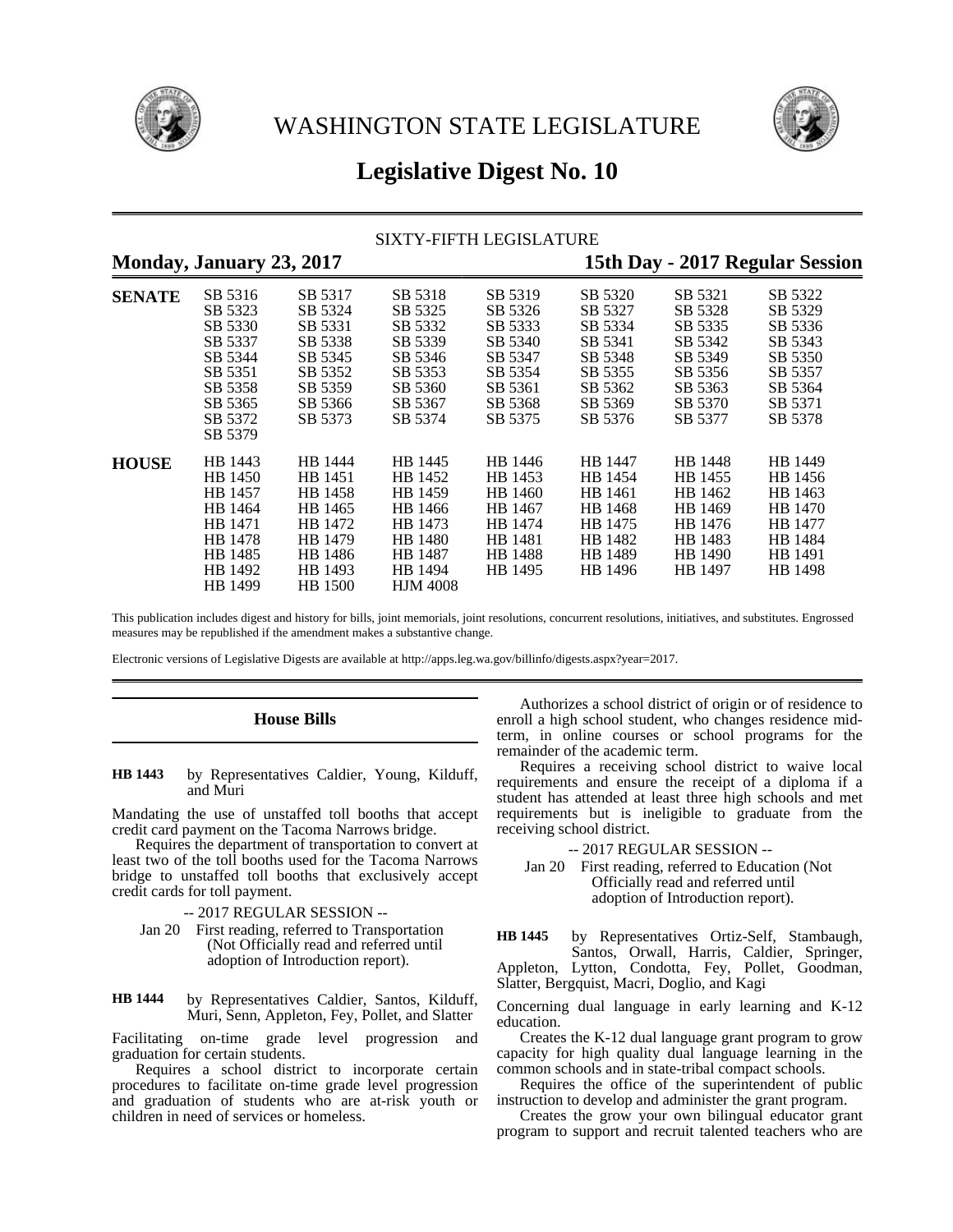# WASHINGTON STATE LEGISLATURE

## Legislative Digest No. 10

SIXTY-FIFTH LEGISLATURE

**Monday, January 23, 2017** **15th Day - 2017 Regular Session**

| | | | | | | | |
|---|---|---|---|---|---|---|---|
| **SENATE** | SB 5316 | SB 5317 | SB 5318 | SB 5319 | SB 5320 | SB 5321 | SB 5322 |
| | SB 5323 | SB 5324 | SB 5325 | SB 5326 | SB 5327 | SB 5328 | SB 5329 |
| | SB 5330 | SB 5331 | SB 5332 | SB 5333 | SB 5334 | SB 5335 | SB 5336 |
| | SB 5337 | SB 5338 | SB 5339 | SB 5340 | SB 5341 | SB 5342 | SB 5343 |
| | SB 5344 | SB 5345 | SB 5346 | SB 5347 | SB 5348 | SB 5349 | SB 5350 |
| | SB 5351 | SB 5352 | SB 5353 | SB 5354 | SB 5355 | SB 5356 | SB 5357 |
| | SB 5358 | SB 5359 | SB 5360 | SB 5361 | SB 5362 | SB 5363 | SB 5364 |
| | SB 5365 | SB 5366 | SB 5367 | SB 5368 | SB 5369 | SB 5370 | SB 5371 |
| | SB 5372 | SB 5373 | SB 5374 | SB 5375 | SB 5376 | SB 5377 | SB 5378 |
| | SB 5379 | | | | | | |
| **HOUSE** | HB 1443 | HB 1444 | HB 1445 | HB 1446 | HB 1447 | HB 1448 | HB 1449 |
| | HB 1450 | HB 1451 | HB 1452 | HB 1453 | HB 1454 | HB 1455 | HB 1456 |
| | HB 1457 | HB 1458 | HB 1459 | HB 1460 | HB 1461 | HB 1462 | HB 1463 |
| | HB 1464 | HB 1465 | HB 1466 | HB 1467 | HB 1468 | HB 1469 | HB 1470 |
| | HB 1471 | HB 1472 | HB 1473 | HB 1474 | HB 1475 | HB 1476 | HB 1477 |
| | HB 1478 | HB 1479 | HB 1480 | HB 1481 | HB 1482 | HB 1483 | HB 1484 |
| | HB 1485 | HB 1486 | HB 1487 | HB 1488 | HB 1489 | HB 1490 | HB 1491 |
| | HB 1492 | HB 1493 | HB 1494 | HB 1495 | HB 1496 | HB 1497 | HB 1498 |
| | HB 1499 | HB 1500 | HJM 4008 | | | | |

This publication includes digest and history for bills, joint memorials, joint resolutions, concurrent resolutions, initiatives, and substitutes. Engrossed measures may be republished if the amendment makes a substantive change.

Electronic versions of Legislative Digests are available at http://apps.leg.wa.gov/billinfo/digests.aspx?year=2017.

### House Bills

**HB 1443** by Representatives Caldier, Young, Kilduff, and Muri

Mandating the use of unstaffed toll booths that accept credit card payment on the Tacoma Narrows bridge.

Requires the department of transportation to convert at least two of the toll booths used for the Tacoma Narrows bridge to unstaffed toll booths that exclusively accept credit cards for toll payment.

-- 2017 REGULAR SESSION --

Jan 20 First reading, referred to Transportation (Not Officially read and referred until adoption of Introduction report).

**HB 1444** by Representatives Caldier, Santos, Kilduff, Muri, Senn, Appleton, Fey, Pollet, and Slatter

Facilitating on-time grade level progression and graduation for certain students.

Requires a school district to incorporate certain procedures to facilitate on-time grade level progression and graduation of students who are at-risk youth or children in need of services or homeless.

Authorizes a school district of origin or of residence to enroll a high school student, who changes residence mid-term, in online courses or school programs for the remainder of the academic term.

Requires a receiving school district to waive local requirements and ensure the receipt of a diploma if a student has attended at least three high schools and met requirements but is ineligible to graduate from the receiving school district.

-- 2017 REGULAR SESSION --

Jan 20 First reading, referred to Education (Not Officially read and referred until adoption of Introduction report).

**HB 1445** by Representatives Ortiz-Self, Stambaugh, Santos, Orwall, Harris, Caldier, Springer, Appleton, Lytton, Condotta, Fey, Pollet, Goodman, Slatter, Bergquist, Macri, Doglio, and Kagi

Concerning dual language in early learning and K-12 education.

Creates the K-12 dual language grant program to grow capacity for high quality dual language learning in the common schools and in state-tribal compact schools.

Requires the office of the superintendent of public instruction to develop and administer the grant program.

Creates the grow your own bilingual educator grant program to support and recruit talented teachers who are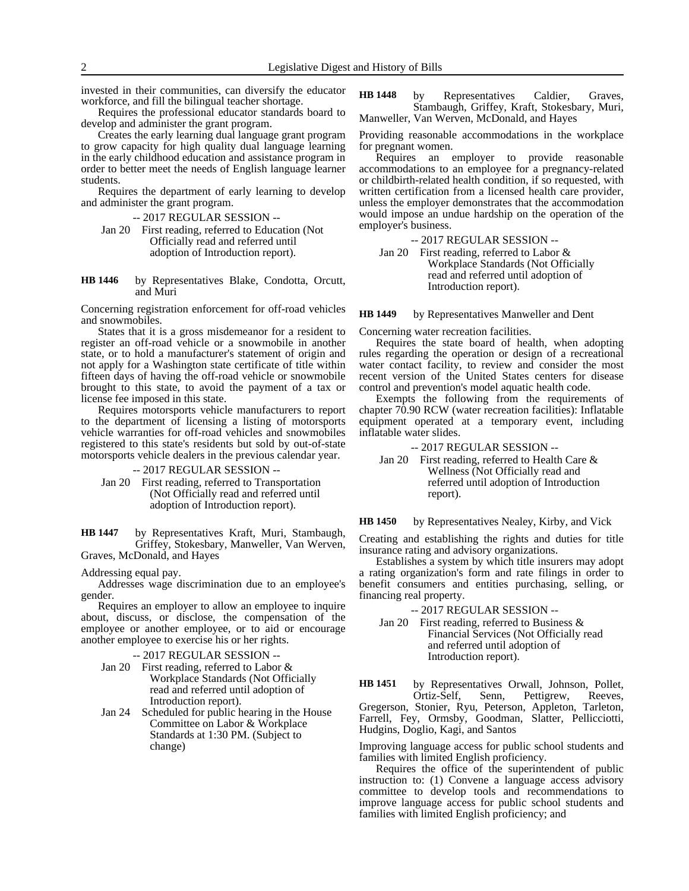invested in their communities, can diversify the educator workforce, and fill the bilingual teacher shortage.

Requires the professional educator standards board to develop and administer the grant program.

Creates the early learning dual language grant program to grow capacity for high quality dual language learning in the early childhood education and assistance program in order to better meet the needs of English language learner students.

Requires the department of early learning to develop and administer the grant program.

-- 2017 REGULAR SESSION --

Jan 20 First reading, referred to Education (Not Officially read and referred until adoption of Introduction report).

**HB 1446** by Representatives Blake, Condotta, Orcutt, and Muri

Concerning registration enforcement for off-road vehicles and snowmobiles.

States that it is a gross misdemeanor for a resident to register an off-road vehicle or a snowmobile in another state, or to hold a manufacturer's statement of origin and not apply for a Washington state certificate of title within fifteen days of having the off-road vehicle or snowmobile brought to this state, to avoid the payment of a tax or license fee imposed in this state.

Requires motorsports vehicle manufacturers to report to the department of licensing a listing of motorsports vehicle warranties for off-road vehicles and snowmobiles registered to this state's residents but sold by out-of-state motorsports vehicle dealers in the previous calendar year.

-- 2017 REGULAR SESSION --

Jan 20 First reading, referred to Transportation (Not Officially read and referred until adoption of Introduction report).

**HB 1447** by Representatives Kraft, Muri, Stambaugh, Griffey, Stokesbary, Manweller, Van Werven, Graves, McDonald, and Hayes

Addressing equal pay.

Addresses wage discrimination due to an employee's gender.

Requires an employer to allow an employee to inquire about, discuss, or disclose, the compensation of the employee or another employee, or to aid or encourage another employee to exercise his or her rights.

-- 2017 REGULAR SESSION --

Jan 20 First reading, referred to Labor & Workplace Standards (Not Officially read and referred until adoption of Introduction report).

Jan 24 Scheduled for public hearing in the House Committee on Labor & Workplace Standards at 1:30 PM. (Subject to change)

**HB 1448** by Representatives Caldier, Graves, Stambaugh, Griffey, Kraft, Stokesbary, Muri, Manweller, Van Werven, McDonald, and Hayes

Providing reasonable accommodations in the workplace for pregnant women.

Requires an employer to provide reasonable accommodations to an employee for a pregnancy-related or childbirth-related health condition, if so requested, with written certification from a licensed health care provider, unless the employer demonstrates that the accommodation would impose an undue hardship on the operation of the employer's business.

-- 2017 REGULAR SESSION --

Jan 20 First reading, referred to Labor & Workplace Standards (Not Officially read and referred until adoption of Introduction report).

**HB 1449** by Representatives Manweller and Dent

Concerning water recreation facilities.

Requires the state board of health, when adopting rules regarding the operation or design of a recreational water contact facility, to review and consider the most recent version of the United States centers for disease control and prevention's model aquatic health code.

Exempts the following from the requirements of chapter 70.90 RCW (water recreation facilities): Inflatable equipment operated at a temporary event, including inflatable water slides.

-- 2017 REGULAR SESSION --

Jan 20 First reading, referred to Health Care & Wellness (Not Officially read and referred until adoption of Introduction report).

**HB 1450** by Representatives Nealey, Kirby, and Vick

Creating and establishing the rights and duties for title insurance rating and advisory organizations.

Establishes a system by which title insurers may adopt a rating organization's form and rate filings in order to benefit consumers and entities purchasing, selling, or financing real property.

-- 2017 REGULAR SESSION --

Jan 20 First reading, referred to Business & Financial Services (Not Officially read and referred until adoption of Introduction report).

**HB 1451** by Representatives Orwall, Johnson, Pollet, Ortiz-Self, Senn, Pettigrew, Reeves, Gregerson, Stonier, Ryu, Peterson, Appleton, Tarleton, Farrell, Fey, Ormsby, Goodman, Slatter, Pellicciotti, Hudgins, Doglio, Kagi, and Santos

Improving language access for public school students and families with limited English proficiency.

Requires the office of the superintendent of public instruction to: (1) Convene a language access advisory committee to develop tools and recommendations to improve language access for public school students and families with limited English proficiency; and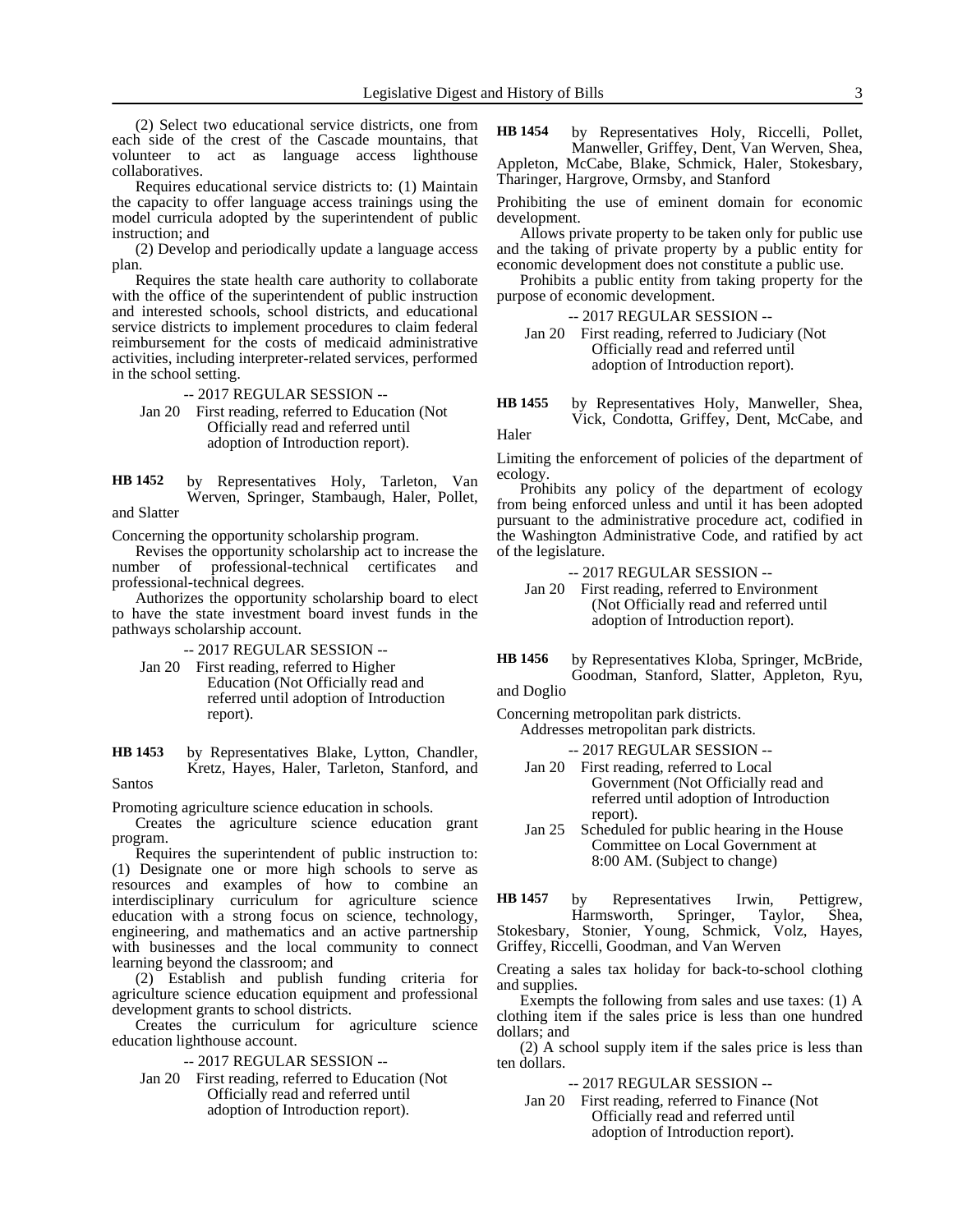(2) Select two educational service districts, one from each side of the crest of the Cascade mountains, that volunteer to act as language access lighthouse collaboratives.

Requires educational service districts to: (1) Maintain the capacity to offer language access trainings using the model curricula adopted by the superintendent of public instruction; and

(2) Develop and periodically update a language access plan.

Requires the state health care authority to collaborate with the office of the superintendent of public instruction and interested schools, school districts, and educational service districts to implement procedures to claim federal reimbursement for the costs of medicaid administrative activities, including interpreter-related services, performed in the school setting.

-- 2017 REGULAR SESSION --

Jan 20 First reading, referred to Education (Not Officially read and referred until adoption of Introduction report).

**HB 1452** by Representatives Holy, Tarleton, Van Werven, Springer, Stambaugh, Haler, Pollet, and Slatter

Concerning the opportunity scholarship program.

Revises the opportunity scholarship act to increase the number of professional-technical certificates and professional-technical degrees.

Authorizes the opportunity scholarship board to elect to have the state investment board invest funds in the pathways scholarship account.

-- 2017 REGULAR SESSION --

Jan 20 First reading, referred to Higher Education (Not Officially read and referred until adoption of Introduction report).

**HB 1453** by Representatives Blake, Lytton, Chandler, Kretz, Hayes, Haler, Tarleton, Stanford, and Santos

Promoting agriculture science education in schools.

Creates the agriculture science education grant program.

Requires the superintendent of public instruction to: (1) Designate one or more high schools to serve as resources and examples of how to combine an interdisciplinary curriculum for agriculture science education with a strong focus on science, technology, engineering, and mathematics and an active partnership with businesses and the local community to connect learning beyond the classroom; and

(2) Establish and publish funding criteria for agriculture science education equipment and professional development grants to school districts.

Creates the curriculum for agriculture science education lighthouse account.

-- 2017 REGULAR SESSION --

Jan 20 First reading, referred to Education (Not Officially read and referred until adoption of Introduction report).

**HB 1454** by Representatives Holy, Riccelli, Pollet, Manweller, Griffey, Dent, Van Werven, Shea, Appleton, McCabe, Blake, Schmick, Haler, Stokesbary, Tharinger, Hargrove, Ormsby, and Stanford

Prohibiting the use of eminent domain for economic development.

Allows private property to be taken only for public use and the taking of private property by a public entity for economic development does not constitute a public use.

Prohibits a public entity from taking property for the purpose of economic development.

-- 2017 REGULAR SESSION --

Jan 20 First reading, referred to Judiciary (Not Officially read and referred until adoption of Introduction report).

**HB 1455** by Representatives Holy, Manweller, Shea, Vick, Condotta, Griffey, Dent, McCabe, and Haler

Limiting the enforcement of policies of the department of ecology.

Prohibits any policy of the department of ecology from being enforced unless and until it has been adopted pursuant to the administrative procedure act, codified in the Washington Administrative Code, and ratified by act of the legislature.

-- 2017 REGULAR SESSION --

Jan 20 First reading, referred to Environment (Not Officially read and referred until adoption of Introduction report).

**HB 1456** by Representatives Kloba, Springer, McBride, Goodman, Stanford, Slatter, Appleton, Ryu, and Doglio

Concerning metropolitan park districts.

Addresses metropolitan park districts.

-- 2017 REGULAR SESSION --

Jan 20 First reading, referred to Local Government (Not Officially read and referred until adoption of Introduction report).

Jan 25 Scheduled for public hearing in the House Committee on Local Government at 8:00 AM. (Subject to change)

**HB 1457** by Representatives Irwin, Pettigrew, Harmsworth, Springer, Taylor, Shea, Stokesbary, Stonier, Young, Schmick, Volz, Hayes, Griffey, Riccelli, Goodman, and Van Werven

Creating a sales tax holiday for back-to-school clothing and supplies.

Exempts the following from sales and use taxes: (1) A clothing item if the sales price is less than one hundred dollars; and

(2) A school supply item if the sales price is less than ten dollars.

-- 2017 REGULAR SESSION --

Jan 20 First reading, referred to Finance (Not Officially read and referred until adoption of Introduction report).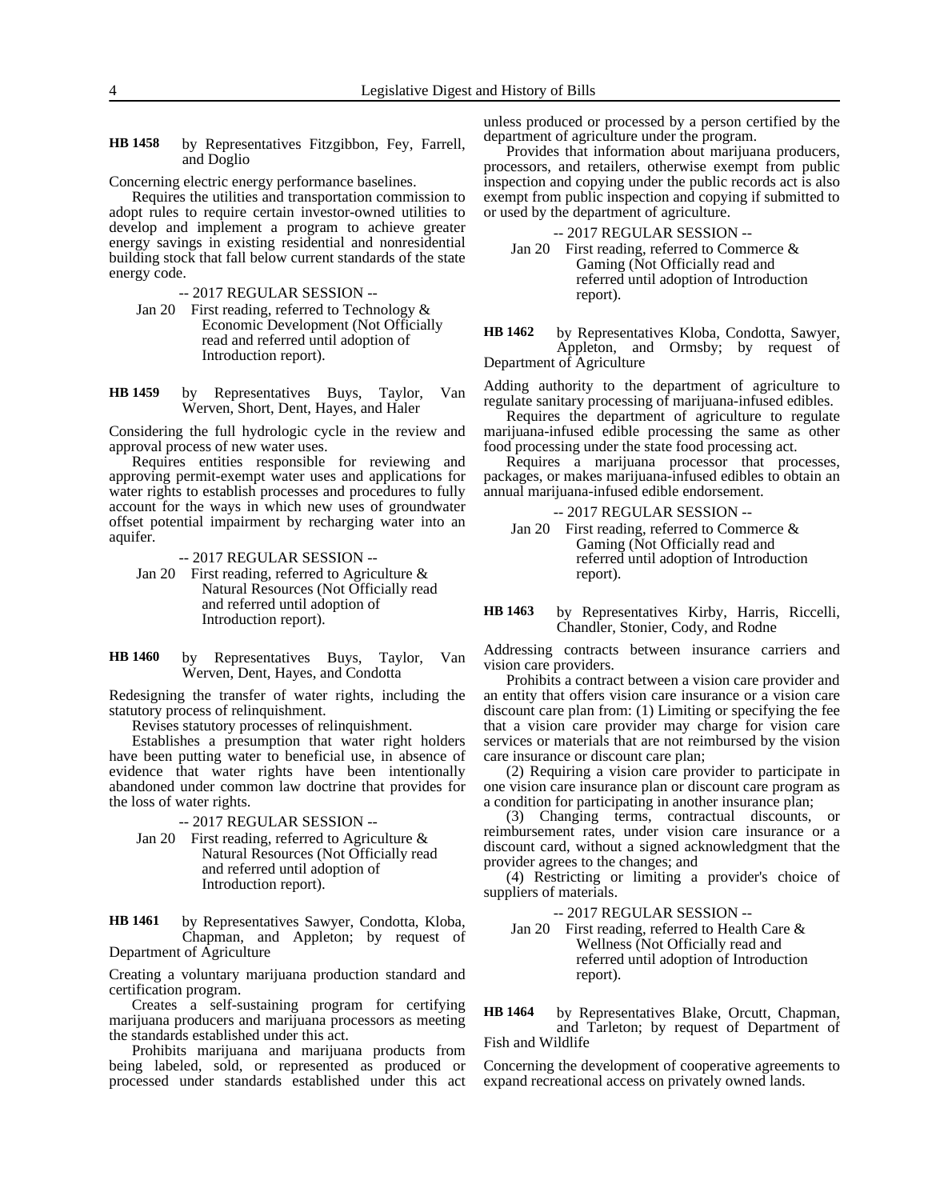**HB 1458** by Representatives Fitzgibbon, Fey, Farrell, and Doglio

Concerning electric energy performance baselines.

Requires the utilities and transportation commission to adopt rules to require certain investor-owned utilities to develop and implement a program to achieve greater energy savings in existing residential and nonresidential building stock that fall below current standards of the state energy code.

-- 2017 REGULAR SESSION --

Jan 20 First reading, referred to Technology & Economic Development (Not Officially read and referred until adoption of Introduction report).

**HB 1459** by Representatives Buys, Taylor, Van Werven, Short, Dent, Hayes, and Haler

Considering the full hydrologic cycle in the review and approval process of new water uses.

Requires entities responsible for reviewing and approving permit-exempt water uses and applications for water rights to establish processes and procedures to fully account for the ways in which new uses of groundwater offset potential impairment by recharging water into an aquifer.

-- 2017 REGULAR SESSION --

Jan 20 First reading, referred to Agriculture & Natural Resources (Not Officially read and referred until adoption of Introduction report).

**HB 1460** by Representatives Buys, Taylor, Van Werven, Dent, Hayes, and Condotta

Redesigning the transfer of water rights, including the statutory process of relinquishment.

Revises statutory processes of relinquishment.

Establishes a presumption that water right holders have been putting water to beneficial use, in absence of evidence that water rights have been intentionally abandoned under common law doctrine that provides for the loss of water rights.

-- 2017 REGULAR SESSION --

Jan 20 First reading, referred to Agriculture & Natural Resources (Not Officially read and referred until adoption of Introduction report).

**HB 1461** by Representatives Sawyer, Condotta, Kloba, Chapman, and Appleton; by request of Department of Agriculture

Creating a voluntary marijuana production standard and certification program.

Creates a self-sustaining program for certifying marijuana producers and marijuana processors as meeting the standards established under this act.

Prohibits marijuana and marijuana products from being labeled, sold, or represented as produced or processed under standards established under this act unless produced or processed by a person certified by the department of agriculture under the program.

Provides that information about marijuana producers, processors, and retailers, otherwise exempt from public inspection and copying under the public records act is also exempt from public inspection and copying if submitted to or used by the department of agriculture.

-- 2017 REGULAR SESSION --

Jan 20 First reading, referred to Commerce & Gaming (Not Officially read and referred until adoption of Introduction report).

**HB 1462** by Representatives Kloba, Condotta, Sawyer, Appleton, and Ormsby; by request of Department of Agriculture

Adding authority to the department of agriculture to regulate sanitary processing of marijuana-infused edibles.

Requires the department of agriculture to regulate marijuana-infused edible processing the same as other food processing under the state food processing act.

Requires a marijuana processor that processes, packages, or makes marijuana-infused edibles to obtain an annual marijuana-infused edible endorsement.

-- 2017 REGULAR SESSION --

Jan 20 First reading, referred to Commerce & Gaming (Not Officially read and referred until adoption of Introduction report).

**HB 1463** by Representatives Kirby, Harris, Riccelli, Chandler, Stonier, Cody, and Rodne

Addressing contracts between insurance carriers and vision care providers.

Prohibits a contract between a vision care provider and an entity that offers vision care insurance or a vision care discount care plan from: (1) Limiting or specifying the fee that a vision care provider may charge for vision care services or materials that are not reimbursed by the vision care insurance or discount care plan;

(2) Requiring a vision care provider to participate in one vision care insurance plan or discount care program as a condition for participating in another insurance plan;

(3) Changing terms, contractual discounts, or reimbursement rates, under vision care insurance or a discount card, without a signed acknowledgment that the provider agrees to the changes; and

(4) Restricting or limiting a provider's choice of suppliers of materials.

-- 2017 REGULAR SESSION --

Jan 20 First reading, referred to Health Care & Wellness (Not Officially read and referred until adoption of Introduction report).

**HB 1464** by Representatives Blake, Orcutt, Chapman, and Tarleton; by request of Department of Fish and Wildlife

Concerning the development of cooperative agreements to expand recreational access on privately owned lands.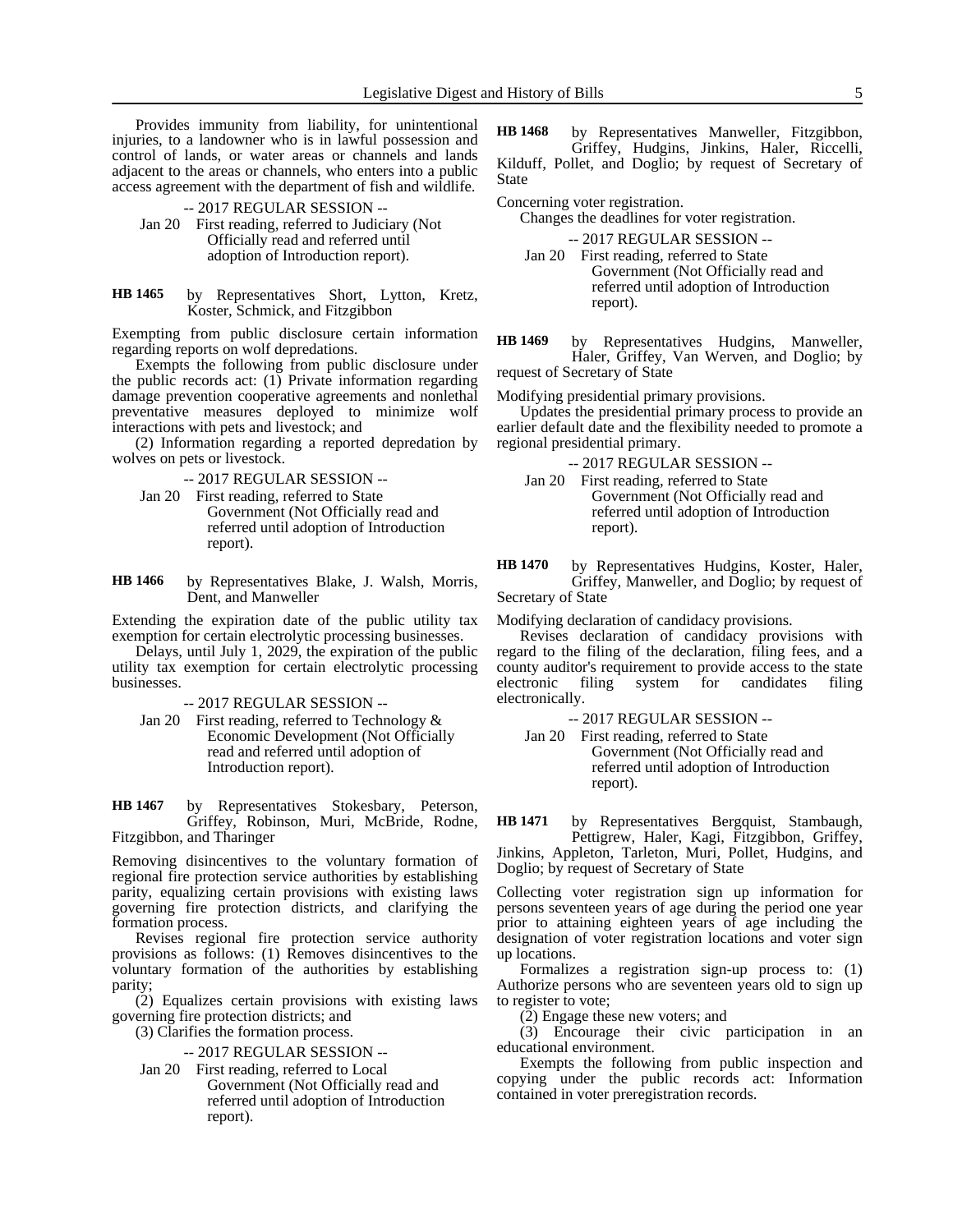Provides immunity from liability, for unintentional injuries, to a landowner who is in lawful possession and control of lands, or water areas or channels and lands adjacent to the areas or channels, who enters into a public access agreement with the department of fish and wildlife.

-- 2017 REGULAR SESSION --

Jan 20 First reading, referred to Judiciary (Not Officially read and referred until adoption of Introduction report).

**HB 1465** by Representatives Short, Lytton, Kretz, Koster, Schmick, and Fitzgibbon

Exempting from public disclosure certain information regarding reports on wolf depredations.

Exempts the following from public disclosure under the public records act: (1) Private information regarding damage prevention cooperative agreements and nonlethal preventative measures deployed to minimize wolf interactions with pets and livestock; and

(2) Information regarding a reported depredation by wolves on pets or livestock.

-- 2017 REGULAR SESSION --

Jan 20 First reading, referred to State Government (Not Officially read and referred until adoption of Introduction report).

**HB 1466** by Representatives Blake, J. Walsh, Morris, Dent, and Manweller

Extending the expiration date of the public utility tax exemption for certain electrolytic processing businesses.

Delays, until July 1, 2029, the expiration of the public utility tax exemption for certain electrolytic processing businesses.

-- 2017 REGULAR SESSION --

Jan 20 First reading, referred to Technology & Economic Development (Not Officially read and referred until adoption of Introduction report).

**HB 1467** by Representatives Stokesbary, Peterson, Griffey, Robinson, Muri, McBride, Rodne, Fitzgibbon, and Tharinger

Removing disincentives to the voluntary formation of regional fire protection service authorities by establishing parity, equalizing certain provisions with existing laws governing fire protection districts, and clarifying the formation process.

Revises regional fire protection service authority provisions as follows: (1) Removes disincentives to the voluntary formation of the authorities by establishing parity;

(2) Equalizes certain provisions with existing laws governing fire protection districts; and

(3) Clarifies the formation process.

-- 2017 REGULAR SESSION --

Jan 20 First reading, referred to Local Government (Not Officially read and referred until adoption of Introduction report).

**HB 1468** by Representatives Manweller, Fitzgibbon, Griffey, Hudgins, Jinkins, Haler, Riccelli, Kilduff, Pollet, and Doglio; by request of Secretary of State

Concerning voter registration.

Changes the deadlines for voter registration.

-- 2017 REGULAR SESSION --

Jan 20 First reading, referred to State Government (Not Officially read and referred until adoption of Introduction report).

**HB 1469** by Representatives Hudgins, Manweller, Haler, Griffey, Van Werven, and Doglio; by request of Secretary of State

Modifying presidential primary provisions.

Updates the presidential primary process to provide an earlier default date and the flexibility needed to promote a regional presidential primary.

-- 2017 REGULAR SESSION --

Jan 20 First reading, referred to State Government (Not Officially read and referred until adoption of Introduction report).

**HB 1470** by Representatives Hudgins, Koster, Haler, Griffey, Manweller, and Doglio; by request of Secretary of State

Modifying declaration of candidacy provisions.

Revises declaration of candidacy provisions with regard to the filing of the declaration, filing fees, and a county auditor's requirement to provide access to the state electronic filing system for candidates filing electronically.

-- 2017 REGULAR SESSION --

Jan 20 First reading, referred to State Government (Not Officially read and referred until adoption of Introduction report).

**HB 1471** by Representatives Bergquist, Stambaugh, Pettigrew, Haler, Kagi, Fitzgibbon, Griffey, Jinkins, Appleton, Tarleton, Muri, Pollet, Hudgins, and Doglio; by request of Secretary of State

Collecting voter registration sign up information for persons seventeen years of age during the period one year prior to attaining eighteen years of age including the designation of voter registration locations and voter sign up locations.

Formalizes a registration sign-up process to: (1) Authorize persons who are seventeen years old to sign up to register to vote;

(2) Engage these new voters; and

(3) Encourage their civic participation in an educational environment.

Exempts the following from public inspection and copying under the public records act: Information contained in voter preregistration records.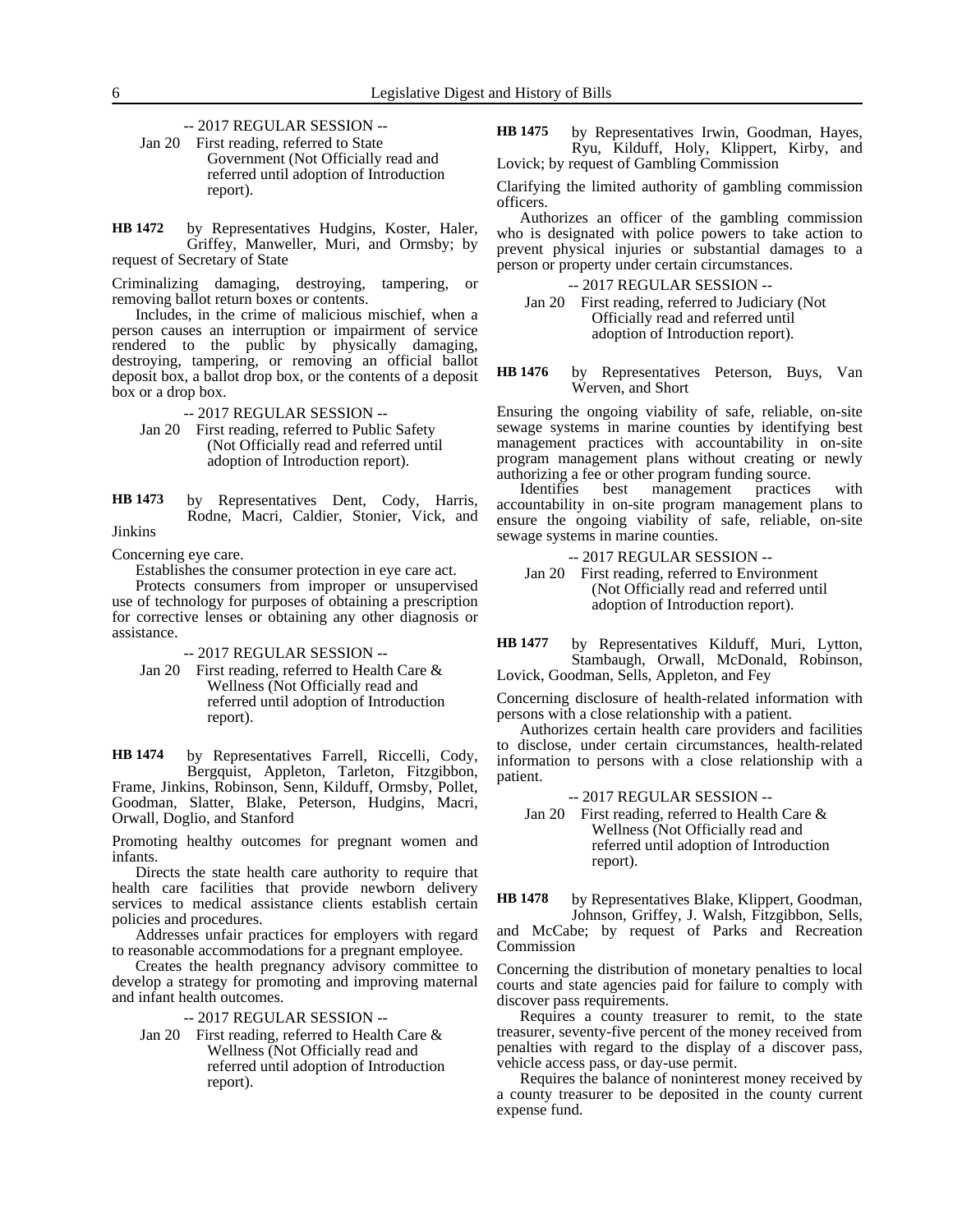-- 2017 REGULAR SESSION --

Jan 20 First reading, referred to State Government (Not Officially read and referred until adoption of Introduction report).

**HB 1472** by Representatives Hudgins, Koster, Haler, Griffey, Manweller, Muri, and Ormsby; by request of Secretary of State

Criminalizing damaging, destroying, tampering, or removing ballot return boxes or contents.

Includes, in the crime of malicious mischief, when a person causes an interruption or impairment of service rendered to the public by physically damaging, destroying, tampering, or removing an official ballot deposit box, a ballot drop box, or the contents of a deposit box or a drop box.

-- 2017 REGULAR SESSION --

Jan 20 First reading, referred to Public Safety (Not Officially read and referred until adoption of Introduction report).

**HB 1473** by Representatives Dent, Cody, Harris, Rodne, Macri, Caldier, Stonier, Vick, and Jinkins

Concerning eye care.

Establishes the consumer protection in eye care act.

Protects consumers from improper or unsupervised use of technology for purposes of obtaining a prescription for corrective lenses or obtaining any other diagnosis or assistance.

-- 2017 REGULAR SESSION --

Jan 20 First reading, referred to Health Care & Wellness (Not Officially read and referred until adoption of Introduction report).

**HB 1474** by Representatives Farrell, Riccelli, Cody, Bergquist, Appleton, Tarleton, Fitzgibbon, Frame, Jinkins, Robinson, Senn, Kilduff, Ormsby, Pollet, Goodman, Slatter, Blake, Peterson, Hudgins, Macri, Orwall, Doglio, and Stanford

Promoting healthy outcomes for pregnant women and infants.

Directs the state health care authority to require that health care facilities that provide newborn delivery services to medical assistance clients establish certain policies and procedures.

Addresses unfair practices for employers with regard to reasonable accommodations for a pregnant employee.

Creates the health pregnancy advisory committee to develop a strategy for promoting and improving maternal and infant health outcomes.

-- 2017 REGULAR SESSION --

Jan 20 First reading, referred to Health Care & Wellness (Not Officially read and referred until adoption of Introduction report).

**HB 1475** by Representatives Irwin, Goodman, Hayes, Ryu, Kilduff, Holy, Klippert, Kirby, and Lovick; by request of Gambling Commission

Clarifying the limited authority of gambling commission officers.

Authorizes an officer of the gambling commission who is designated with police powers to take action to prevent physical injuries or substantial damages to a person or property under certain circumstances.

-- 2017 REGULAR SESSION --

Jan 20 First reading, referred to Judiciary (Not Officially read and referred until adoption of Introduction report).

**HB 1476** by Representatives Peterson, Buys, Van Werven, and Short

Ensuring the ongoing viability of safe, reliable, on-site sewage systems in marine counties by identifying best management practices with accountability in on-site program management plans without creating or newly authorizing a fee or other program funding source.

Identifies best management practices with accountability in on-site program management plans to ensure the ongoing viability of safe, reliable, on-site sewage systems in marine counties.

-- 2017 REGULAR SESSION --

Jan 20 First reading, referred to Environment (Not Officially read and referred until adoption of Introduction report).

**HB 1477** by Representatives Kilduff, Muri, Lytton, Stambaugh, Orwall, McDonald, Robinson, Lovick, Goodman, Sells, Appleton, and Fey

Concerning disclosure of health-related information with persons with a close relationship with a patient.

Authorizes certain health care providers and facilities to disclose, under certain circumstances, health-related information to persons with a close relationship with a patient.

-- 2017 REGULAR SESSION --

Jan 20 First reading, referred to Health Care & Wellness (Not Officially read and referred until adoption of Introduction report).

**HB 1478** by Representatives Blake, Klippert, Goodman, Johnson, Griffey, J. Walsh, Fitzgibbon, Sells, and McCabe; by request of Parks and Recreation Commission

Concerning the distribution of monetary penalties to local courts and state agencies paid for failure to comply with discover pass requirements.

Requires a county treasurer to remit, to the state treasurer, seventy-five percent of the money received from penalties with regard to the display of a discover pass, vehicle access pass, or day-use permit.

Requires the balance of noninterest money received by a county treasurer to be deposited in the county current expense fund.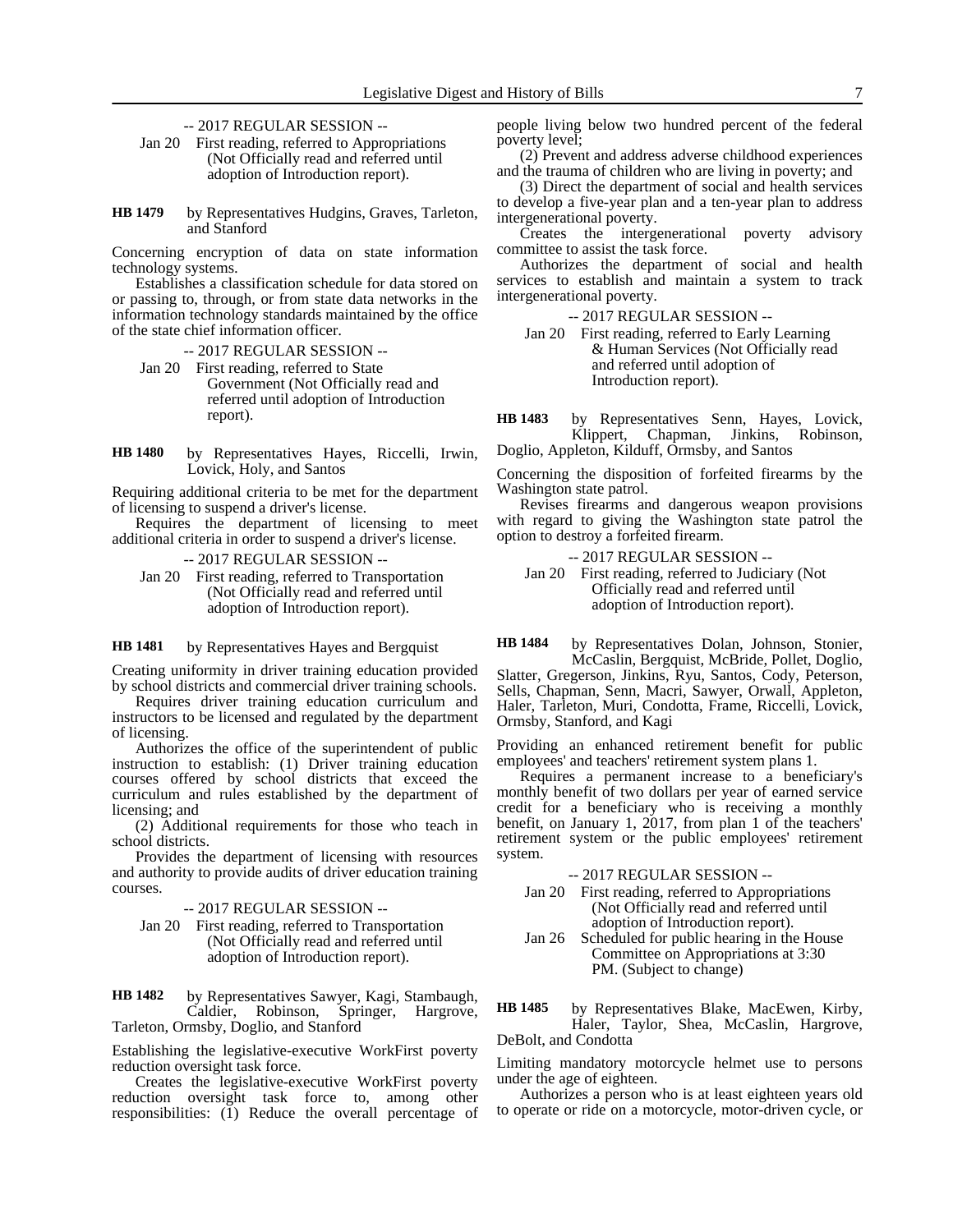-- 2017 REGULAR SESSION --

Jan 20 First reading, referred to Appropriations (Not Officially read and referred until adoption of Introduction report).

**HB 1479** by Representatives Hudgins, Graves, Tarleton, and Stanford

Concerning encryption of data on state information technology systems.

Establishes a classification schedule for data stored on or passing to, through, or from state data networks in the information technology standards maintained by the office of the state chief information officer.

-- 2017 REGULAR SESSION --

Jan 20 First reading, referred to State Government (Not Officially read and referred until adoption of Introduction report).

**HB 1480** by Representatives Hayes, Riccelli, Irwin, Lovick, Holy, and Santos

Requiring additional criteria to be met for the department of licensing to suspend a driver's license.

Requires the department of licensing to meet additional criteria in order to suspend a driver's license.

-- 2017 REGULAR SESSION --

Jan 20 First reading, referred to Transportation (Not Officially read and referred until adoption of Introduction report).

**HB 1481** by Representatives Hayes and Bergquist

Creating uniformity in driver training education provided by school districts and commercial driver training schools.

Requires driver training education curriculum and instructors to be licensed and regulated by the department of licensing.

Authorizes the office of the superintendent of public instruction to establish: (1) Driver training education courses offered by school districts that exceed the curriculum and rules established by the department of licensing; and

(2) Additional requirements for those who teach in school districts.

Provides the department of licensing with resources and authority to provide audits of driver education training courses.

-- 2017 REGULAR SESSION --

Jan 20 First reading, referred to Transportation (Not Officially read and referred until adoption of Introduction report).

**HB 1482** by Representatives Sawyer, Kagi, Stambaugh, Caldier, Robinson, Springer, Hargrove, Tarleton, Ormsby, Doglio, and Stanford

Establishing the legislative-executive WorkFirst poverty reduction oversight task force.

Creates the legislative-executive WorkFirst poverty reduction oversight task force to, among other responsibilities: (1) Reduce the overall percentage of people living below two hundred percent of the federal poverty level;

(2) Prevent and address adverse childhood experiences and the trauma of children who are living in poverty; and

(3) Direct the department of social and health services to develop a five-year plan and a ten-year plan to address intergenerational poverty.

Creates the intergenerational poverty advisory committee to assist the task force.

Authorizes the department of social and health services to establish and maintain a system to track intergenerational poverty.

-- 2017 REGULAR SESSION --

Jan 20 First reading, referred to Early Learning & Human Services (Not Officially read and referred until adoption of Introduction report).

**HB 1483** by Representatives Senn, Hayes, Lovick, Klippert, Chapman, Jinkins, Robinson, Doglio, Appleton, Kilduff, Ormsby, and Santos

Concerning the disposition of forfeited firearms by the Washington state patrol.

Revises firearms and dangerous weapon provisions with regard to giving the Washington state patrol the option to destroy a forfeited firearm.

-- 2017 REGULAR SESSION --

Jan 20 First reading, referred to Judiciary (Not Officially read and referred until adoption of Introduction report).

**HB 1484** by Representatives Dolan, Johnson, Stonier, McCaslin, Bergquist, McBride, Pollet, Doglio, Slatter, Gregerson, Jinkins, Ryu, Santos, Cody, Peterson, Sells, Chapman, Senn, Macri, Sawyer, Orwall, Appleton, Haler, Tarleton, Muri, Condotta, Frame, Riccelli, Lovick, Ormsby, Stanford, and Kagi

Providing an enhanced retirement benefit for public employees' and teachers' retirement system plans 1.

Requires a permanent increase to a beneficiary's monthly benefit of two dollars per year of earned service credit for a beneficiary who is receiving a monthly benefit, on January 1, 2017, from plan 1 of the teachers' retirement system or the public employees' retirement system.

-- 2017 REGULAR SESSION --

Jan 20 First reading, referred to Appropriations (Not Officially read and referred until adoption of Introduction report).

Jan 26 Scheduled for public hearing in the House Committee on Appropriations at 3:30 PM. (Subject to change)

**HB 1485** by Representatives Blake, MacEwen, Kirby, Haler, Taylor, Shea, McCaslin, Hargrove, DeBolt, and Condotta

Limiting mandatory motorcycle helmet use to persons under the age of eighteen.

Authorizes a person who is at least eighteen years old to operate or ride on a motorcycle, motor-driven cycle, or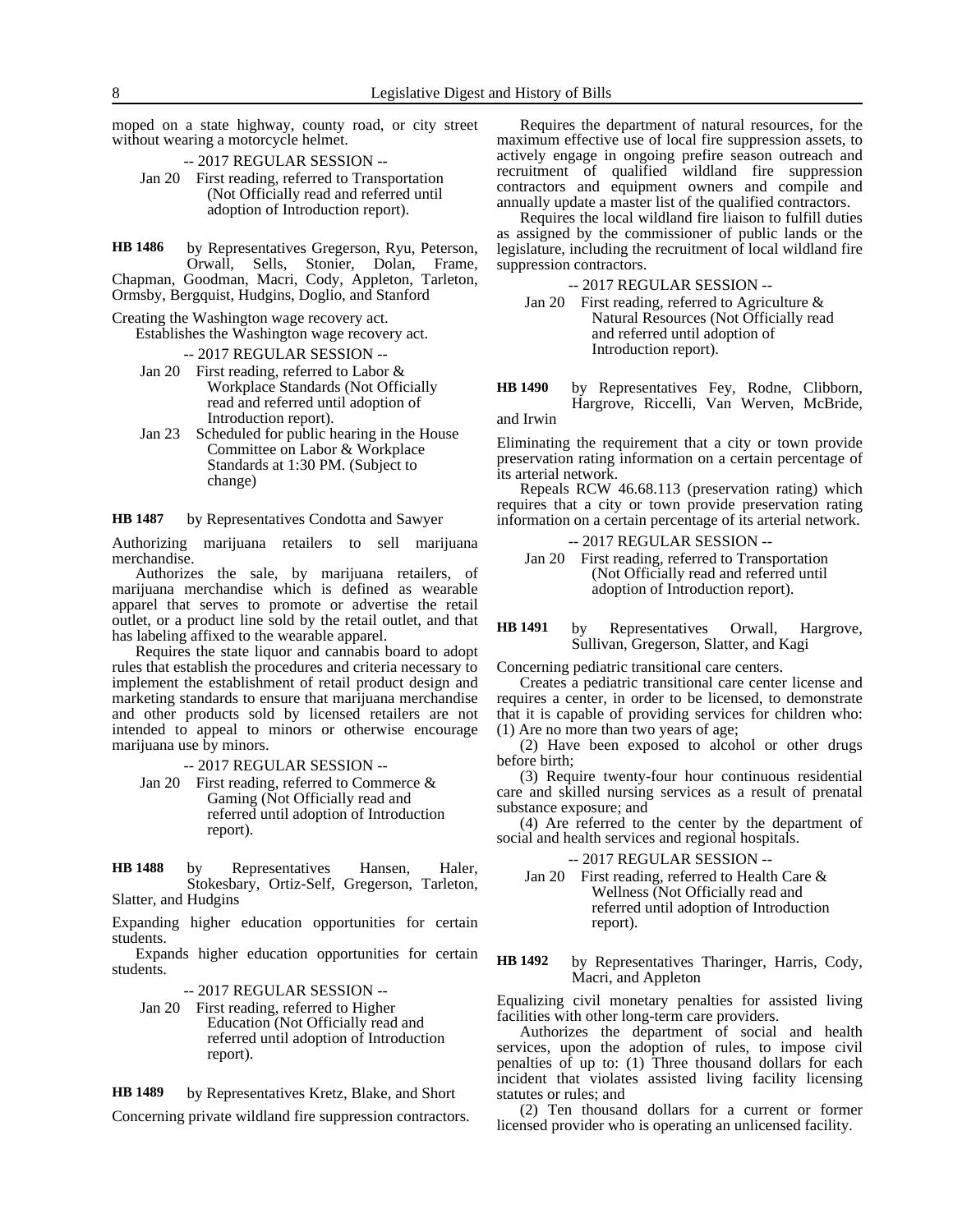moped on a state highway, county road, or city street without wearing a motorcycle helmet.

-- 2017 REGULAR SESSION --

Jan 20 First reading, referred to Transportation (Not Officially read and referred until adoption of Introduction report).

**HB 1486** by Representatives Gregerson, Ryu, Peterson, Orwall, Sells, Stonier, Dolan, Frame, Chapman, Goodman, Macri, Cody, Appleton, Tarleton, Ormsby, Bergquist, Hudgins, Doglio, and Stanford

Creating the Washington wage recovery act.

Establishes the Washington wage recovery act.

-- 2017 REGULAR SESSION --

Jan 20 First reading, referred to Labor & Workplace Standards (Not Officially read and referred until adoption of Introduction report).

Jan 23 Scheduled for public hearing in the House Committee on Labor & Workplace Standards at 1:30 PM. (Subject to change)

**HB 1487** by Representatives Condotta and Sawyer

Authorizing marijuana retailers to sell marijuana merchandise.

Authorizes the sale, by marijuana retailers, of marijuana merchandise which is defined as wearable apparel that serves to promote or advertise the retail outlet, or a product line sold by the retail outlet, and that has labeling affixed to the wearable apparel.

Requires the state liquor and cannabis board to adopt rules that establish the procedures and criteria necessary to implement the establishment of retail product design and marketing standards to ensure that marijuana merchandise and other products sold by licensed retailers are not intended to appeal to minors or otherwise encourage marijuana use by minors.

-- 2017 REGULAR SESSION --

Jan 20 First reading, referred to Commerce & Gaming (Not Officially read and referred until adoption of Introduction report).

**HB 1488** by Representatives Hansen, Haler, Stokesbary, Ortiz-Self, Gregerson, Tarleton, Slatter, and Hudgins

Expanding higher education opportunities for certain students.

Expands higher education opportunities for certain students.

-- 2017 REGULAR SESSION --

Jan 20 First reading, referred to Higher Education (Not Officially read and referred until adoption of Introduction report).

**HB 1489** by Representatives Kretz, Blake, and Short

Concerning private wildland fire suppression contractors.

Requires the department of natural resources, for the maximum effective use of local fire suppression assets, to actively engage in ongoing prefire season outreach and recruitment of qualified wildland fire suppression contractors and equipment owners and compile and annually update a master list of the qualified contractors.

Requires the local wildland fire liaison to fulfill duties as assigned by the commissioner of public lands or the legislature, including the recruitment of local wildland fire suppression contractors.

-- 2017 REGULAR SESSION --

Jan 20 First reading, referred to Agriculture & Natural Resources (Not Officially read and referred until adoption of Introduction report).

**HB 1490** by Representatives Fey, Rodne, Clibborn, Hargrove, Riccelli, Van Werven, McBride, and Irwin

Eliminating the requirement that a city or town provide preservation rating information on a certain percentage of its arterial network.

Repeals RCW 46.68.113 (preservation rating) which requires that a city or town provide preservation rating information on a certain percentage of its arterial network.

-- 2017 REGULAR SESSION --

Jan 20 First reading, referred to Transportation (Not Officially read and referred until adoption of Introduction report).

**HB 1491** by Representatives Orwall, Hargrove, Sullivan, Gregerson, Slatter, and Kagi

Concerning pediatric transitional care centers.

Creates a pediatric transitional care center license and requires a center, in order to be licensed, to demonstrate that it is capable of providing services for children who: (1) Are no more than two years of age;

(2) Have been exposed to alcohol or other drugs before birth;

(3) Require twenty-four hour continuous residential care and skilled nursing services as a result of prenatal substance exposure; and

(4) Are referred to the center by the department of social and health services and regional hospitals.

-- 2017 REGULAR SESSION --

Jan 20 First reading, referred to Health Care & Wellness (Not Officially read and referred until adoption of Introduction report).

**HB 1492** by Representatives Tharinger, Harris, Cody, Macri, and Appleton

Equalizing civil monetary penalties for assisted living facilities with other long-term care providers.

Authorizes the department of social and health services, upon the adoption of rules, to impose civil penalties of up to: (1) Three thousand dollars for each incident that violates assisted living facility licensing statutes or rules; and

(2) Ten thousand dollars for a current or former licensed provider who is operating an unlicensed facility.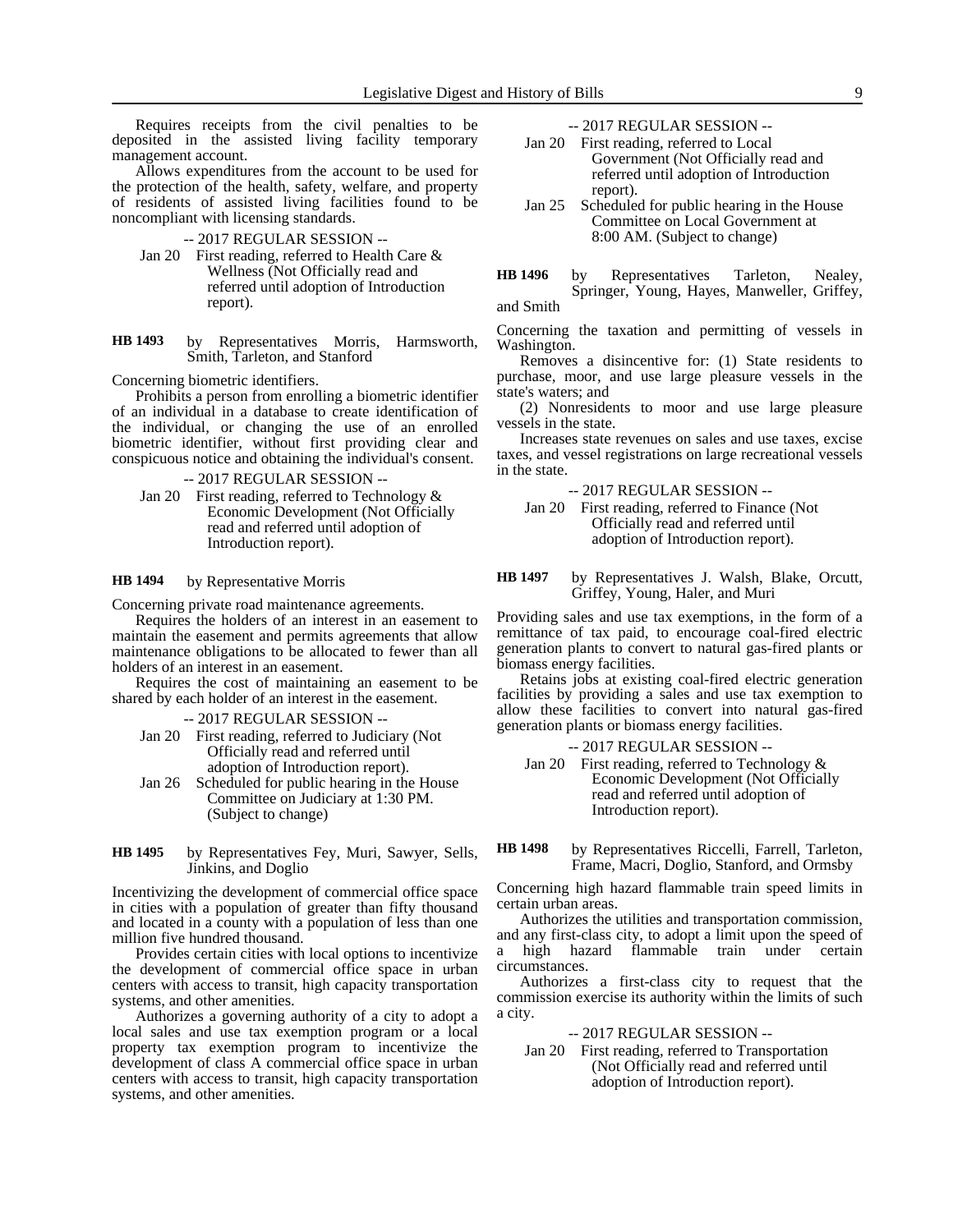Requires receipts from the civil penalties to be deposited in the assisted living facility temporary management account.

Allows expenditures from the account to be used for the protection of the health, safety, welfare, and property of residents of assisted living facilities found to be noncompliant with licensing standards.

-- 2017 REGULAR SESSION --

Jan 20 First reading, referred to Health Care & Wellness (Not Officially read and referred until adoption of Introduction report).

**HB 1493** by Representatives Morris, Harmsworth, Smith, Tarleton, and Stanford

Concerning biometric identifiers.

Prohibits a person from enrolling a biometric identifier of an individual in a database to create identification of the individual, or changing the use of an enrolled biometric identifier, without first providing clear and conspicuous notice and obtaining the individual's consent.

-- 2017 REGULAR SESSION --

Jan 20 First reading, referred to Technology & Economic Development (Not Officially read and referred until adoption of Introduction report).

**HB 1494** by Representative Morris

Concerning private road maintenance agreements.

Requires the holders of an interest in an easement to maintain the easement and permits agreements that allow maintenance obligations to be allocated to fewer than all holders of an interest in an easement.

Requires the cost of maintaining an easement to be shared by each holder of an interest in the easement.

-- 2017 REGULAR SESSION --

Jan 20 First reading, referred to Judiciary (Not Officially read and referred until adoption of Introduction report).

Jan 26 Scheduled for public hearing in the House Committee on Judiciary at 1:30 PM. (Subject to change)

**HB 1495** by Representatives Fey, Muri, Sawyer, Sells, Jinkins, and Doglio

Incentivizing the development of commercial office space in cities with a population of greater than fifty thousand and located in a county with a population of less than one million five hundred thousand.

Provides certain cities with local options to incentivize the development of commercial office space in urban centers with access to transit, high capacity transportation systems, and other amenities.

Authorizes a governing authority of a city to adopt a local sales and use tax exemption program or a local property tax exemption program to incentivize the development of class A commercial office space in urban centers with access to transit, high capacity transportation systems, and other amenities.

-- 2017 REGULAR SESSION --

Jan 20 First reading, referred to Local Government (Not Officially read and referred until adoption of Introduction report).

Jan 25 Scheduled for public hearing in the House Committee on Local Government at 8:00 AM. (Subject to change)

**HB 1496** by Representatives Tarleton, Nealey, Springer, Young, Hayes, Manweller, Griffey, and Smith

Concerning the taxation and permitting of vessels in Washington.

Removes a disincentive for: (1) State residents to purchase, moor, and use large pleasure vessels in the state's waters; and

(2) Nonresidents to moor and use large pleasure vessels in the state.

Increases state revenues on sales and use taxes, excise taxes, and vessel registrations on large recreational vessels in the state.

-- 2017 REGULAR SESSION --

Jan 20 First reading, referred to Finance (Not Officially read and referred until adoption of Introduction report).

**HB 1497** by Representatives J. Walsh, Blake, Orcutt, Griffey, Young, Haler, and Muri

Providing sales and use tax exemptions, in the form of a remittance of tax paid, to encourage coal-fired electric generation plants to convert to natural gas-fired plants or biomass energy facilities.

Retains jobs at existing coal-fired electric generation facilities by providing a sales and use tax exemption to allow these facilities to convert into natural gas-fired generation plants or biomass energy facilities.

-- 2017 REGULAR SESSION --

Jan 20 First reading, referred to Technology & Economic Development (Not Officially read and referred until adoption of Introduction report).

**HB 1498** by Representatives Riccelli, Farrell, Tarleton, Frame, Macri, Doglio, Stanford, and Ormsby

Concerning high hazard flammable train speed limits in certain urban areas.

Authorizes the utilities and transportation commission, and any first-class city, to adopt a limit upon the speed of a high hazard flammable train under certain circumstances.

Authorizes a first-class city to request that the commission exercise its authority within the limits of such a city.

-- 2017 REGULAR SESSION --

Jan 20 First reading, referred to Transportation (Not Officially read and referred until adoption of Introduction report).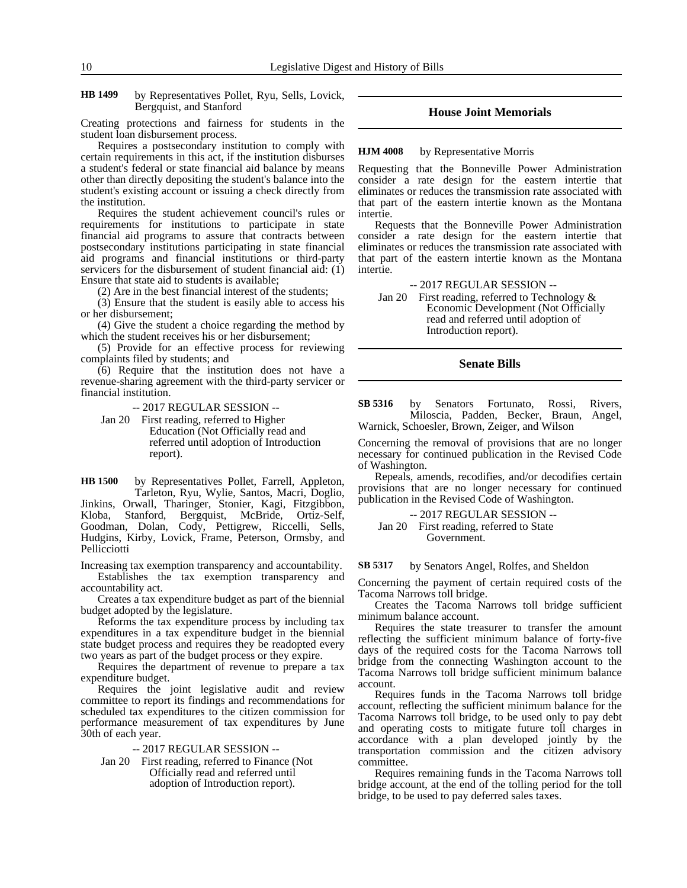**HB 1499** by Representatives Pollet, Ryu, Sells, Lovick, Bergquist, and Stanford

Creating protections and fairness for students in the student loan disbursement process.

Requires a postsecondary institution to comply with certain requirements in this act, if the institution disburses a student's federal or state financial aid balance by means other than directly depositing the student's balance into the student's existing account or issuing a check directly from the institution.

Requires the student achievement council's rules or requirements for institutions to participate in state financial aid programs to assure that contracts between postsecondary institutions participating in state financial aid programs and financial institutions or third-party servicers for the disbursement of student financial aid: (1) Ensure that state aid to students is available;

(2) Are in the best financial interest of the students;

(3) Ensure that the student is easily able to access his or her disbursement;

(4) Give the student a choice regarding the method by which the student receives his or her disbursement;

(5) Provide for an effective process for reviewing complaints filed by students; and

(6) Require that the institution does not have a revenue-sharing agreement with the third-party servicer or financial institution.

-- 2017 REGULAR SESSION --

Jan 20 First reading, referred to Higher Education (Not Officially read and referred until adoption of Introduction report).

**HB 1500** by Representatives Pollet, Farrell, Appleton, Tarleton, Ryu, Wylie, Santos, Macri, Doglio, Jinkins, Orwall, Tharinger, Stonier, Kagi, Fitzgibbon, Kloba, Stanford, Bergquist, McBride, Ortiz-Self, Goodman, Dolan, Cody, Pettigrew, Riccelli, Sells, Hudgins, Kirby, Lovick, Frame, Peterson, Ormsby, and Pellicciotti

Increasing tax exemption transparency and accountability.

Establishes the tax exemption transparency and accountability act.

Creates a tax expenditure budget as part of the biennial budget adopted by the legislature.

Reforms the tax expenditure process by including tax expenditures in a tax expenditure budget in the biennial state budget process and requires they be readopted every two years as part of the budget process or they expire.

Requires the department of revenue to prepare a tax expenditure budget.

Requires the joint legislative audit and review committee to report its findings and recommendations for scheduled tax expenditures to the citizen commission for performance measurement of tax expenditures by June 30th of each year.

-- 2017 REGULAR SESSION --

Jan 20 First reading, referred to Finance (Not Officially read and referred until adoption of Introduction report).

## House Joint Memorials

**HJM 4008** by Representative Morris

Requesting that the Bonneville Power Administration consider a rate design for the eastern intertie that eliminates or reduces the transmission rate associated with that part of the eastern intertie known as the Montana intertie.

Requests that the Bonneville Power Administration consider a rate design for the eastern intertie that eliminates or reduces the transmission rate associated with that part of the eastern intertie known as the Montana intertie.

-- 2017 REGULAR SESSION --

Jan 20 First reading, referred to Technology & Economic Development (Not Officially read and referred until adoption of Introduction report).

## Senate Bills

**SB 5316** by Senators Fortunato, Rossi, Rivers, Miloscia, Padden, Becker, Braun, Angel, Warnick, Schoesler, Brown, Zeiger, and Wilson

Concerning the removal of provisions that are no longer necessary for continued publication in the Revised Code of Washington.

Repeals, amends, recodifies, and/or decodifies certain provisions that are no longer necessary for continued publication in the Revised Code of Washington.

-- 2017 REGULAR SESSION --

Jan 20 First reading, referred to State Government.

**SB 5317** by Senators Angel, Rolfes, and Sheldon

Concerning the payment of certain required costs of the Tacoma Narrows toll bridge.

Creates the Tacoma Narrows toll bridge sufficient minimum balance account.

Requires the state treasurer to transfer the amount reflecting the sufficient minimum balance of forty-five days of the required costs for the Tacoma Narrows toll bridge from the connecting Washington account to the Tacoma Narrows toll bridge sufficient minimum balance account.

Requires funds in the Tacoma Narrows toll bridge account, reflecting the sufficient minimum balance for the Tacoma Narrows toll bridge, to be used only to pay debt and operating costs to mitigate future toll charges in accordance with a plan developed jointly by the transportation commission and the citizen advisory committee.

Requires remaining funds in the Tacoma Narrows toll bridge account, at the end of the tolling period for the toll bridge, to be used to pay deferred sales taxes.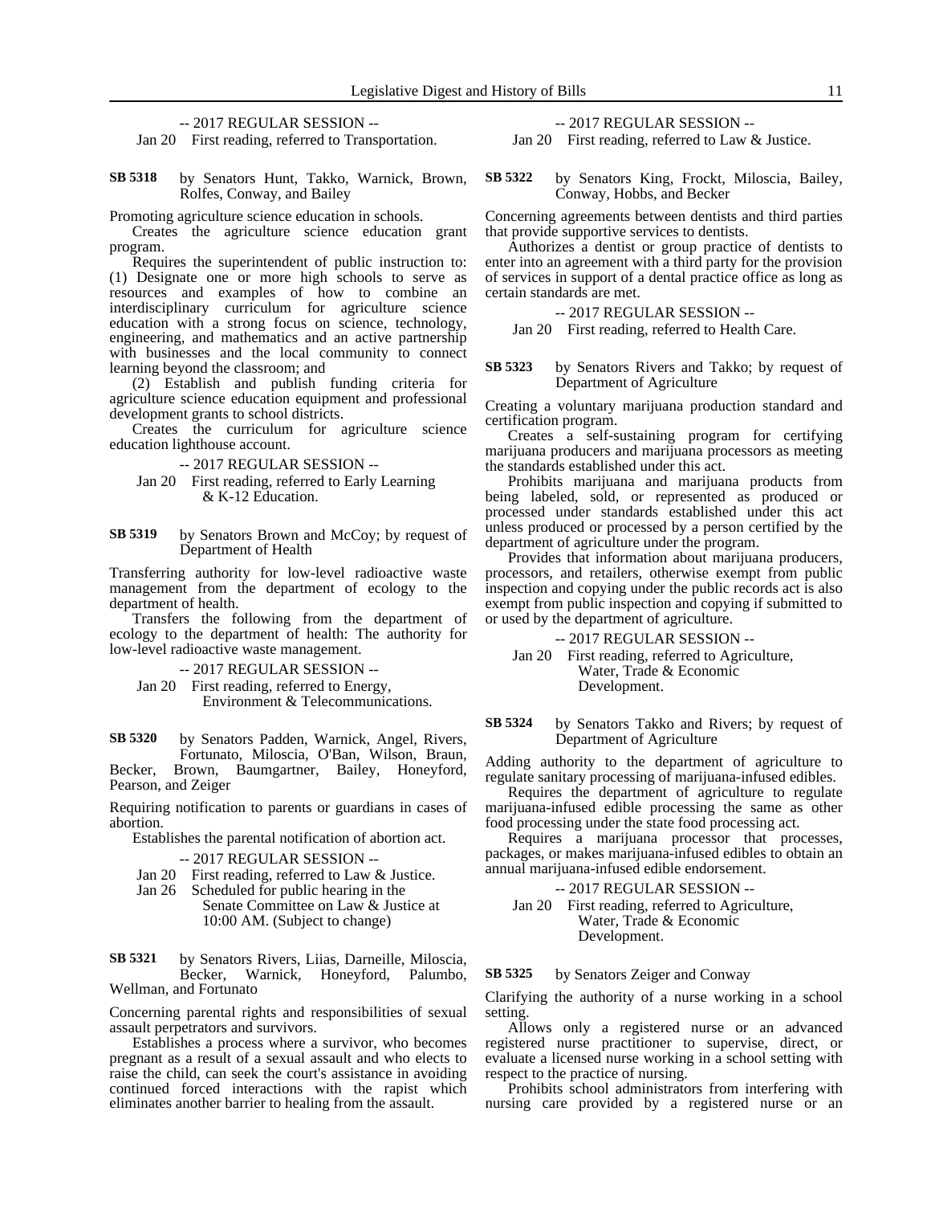-- 2017 REGULAR SESSION --

Jan 20 First reading, referred to Transportation.

**SB 5318** by Senators Hunt, Takko, Warnick, Brown, Rolfes, Conway, and Bailey

Promoting agriculture science education in schools.

Creates the agriculture science education grant program.

Requires the superintendent of public instruction to: (1) Designate one or more high schools to serve as resources and examples of how to combine an interdisciplinary curriculum for agriculture science education with a strong focus on science, technology, engineering, and mathematics and an active partnership with businesses and the local community to connect learning beyond the classroom; and

(2) Establish and publish funding criteria for agriculture science education equipment and professional development grants to school districts.

Creates the curriculum for agriculture science education lighthouse account.

-- 2017 REGULAR SESSION --

Jan 20 First reading, referred to Early Learning & K-12 Education.

**SB 5319** by Senators Brown and McCoy; by request of Department of Health

Transferring authority for low-level radioactive waste management from the department of ecology to the department of health.

Transfers the following from the department of ecology to the department of health: The authority for low-level radioactive waste management.

-- 2017 REGULAR SESSION --

Jan 20 First reading, referred to Energy, Environment & Telecommunications.

**SB 5320** by Senators Padden, Warnick, Angel, Rivers, Fortunato, Miloscia, O'Ban, Wilson, Braun, Becker, Brown, Baumgartner, Bailey, Honeyford, Pearson, and Zeiger

Requiring notification to parents or guardians in cases of abortion.

Establishes the parental notification of abortion act.

-- 2017 REGULAR SESSION --

Jan 20 First reading, referred to Law & Justice.

Jan 26 Scheduled for public hearing in the Senate Committee on Law & Justice at 10:00 AM. (Subject to change)

**SB 5321** by Senators Rivers, Liias, Darneille, Miloscia, Becker, Warnick, Honeyford, Palumbo, Wellman, and Fortunato

Concerning parental rights and responsibilities of sexual assault perpetrators and survivors.

Establishes a process where a survivor, who becomes pregnant as a result of a sexual assault and who elects to raise the child, can seek the court's assistance in avoiding continued forced interactions with the rapist which eliminates another barrier to healing from the assault.

-- 2017 REGULAR SESSION --

Jan 20 First reading, referred to Law & Justice.

**SB 5322** by Senators King, Frockt, Miloscia, Bailey, Conway, Hobbs, and Becker

Concerning agreements between dentists and third parties that provide supportive services to dentists.

Authorizes a dentist or group practice of dentists to enter into an agreement with a third party for the provision of services in support of a dental practice office as long as certain standards are met.

-- 2017 REGULAR SESSION --

Jan 20 First reading, referred to Health Care.

**SB 5323** by Senators Rivers and Takko; by request of Department of Agriculture

Creating a voluntary marijuana production standard and certification program.

Creates a self-sustaining program for certifying marijuana producers and marijuana processors as meeting the standards established under this act.

Prohibits marijuana and marijuana products from being labeled, sold, or represented as produced or processed under standards established under this act unless produced or processed by a person certified by the department of agriculture under the program.

Provides that information about marijuana producers, processors, and retailers, otherwise exempt from public inspection and copying under the public records act is also exempt from public inspection and copying if submitted to or used by the department of agriculture.

-- 2017 REGULAR SESSION --

Jan 20 First reading, referred to Agriculture, Water, Trade & Economic Development.

**SB 5324** by Senators Takko and Rivers; by request of Department of Agriculture

Adding authority to the department of agriculture to regulate sanitary processing of marijuana-infused edibles.

Requires the department of agriculture to regulate marijuana-infused edible processing the same as other food processing under the state food processing act.

Requires a marijuana processor that processes, packages, or makes marijuana-infused edibles to obtain an annual marijuana-infused edible endorsement.

-- 2017 REGULAR SESSION --

Jan 20 First reading, referred to Agriculture, Water, Trade & Economic Development.

**SB 5325** by Senators Zeiger and Conway

Clarifying the authority of a nurse working in a school setting.

Allows only a registered nurse or an advanced registered nurse practitioner to supervise, direct, or evaluate a licensed nurse working in a school setting with respect to the practice of nursing.

Prohibits school administrators from interfering with nursing care provided by a registered nurse or an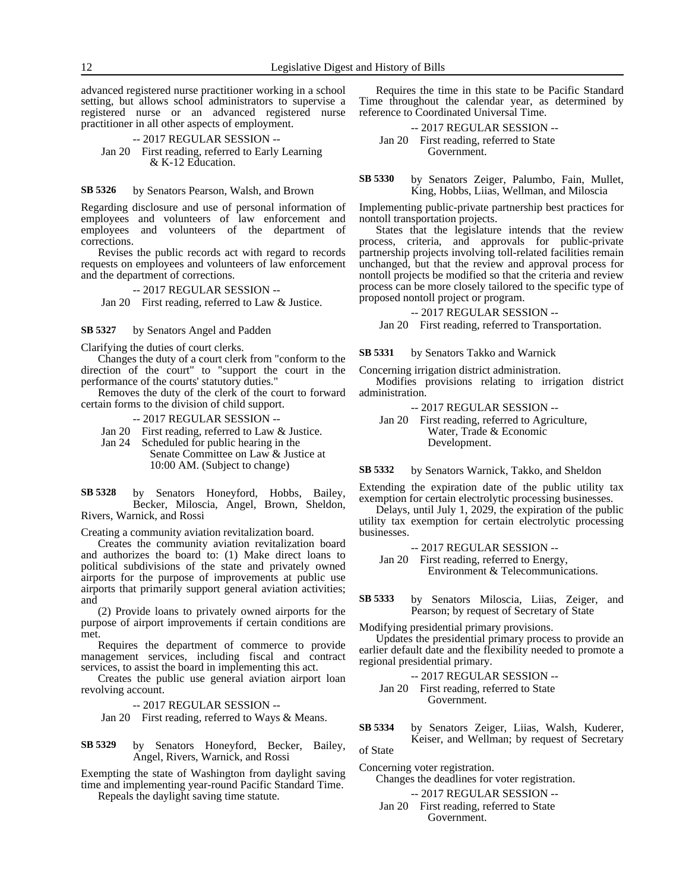advanced registered nurse practitioner working in a school setting, but allows school administrators to supervise a registered nurse or an advanced registered nurse practitioner in all other aspects of employment.

-- 2017 REGULAR SESSION --

Jan 20 First reading, referred to Early Learning & K-12 Education.

**SB 5326** by Senators Pearson, Walsh, and Brown

Regarding disclosure and use of personal information of employees and volunteers of law enforcement and employees and volunteers of the department of corrections.

Revises the public records act with regard to records requests on employees and volunteers of law enforcement and the department of corrections.

-- 2017 REGULAR SESSION --

Jan 20 First reading, referred to Law & Justice.

**SB 5327** by Senators Angel and Padden

Clarifying the duties of court clerks.

Changes the duty of a court clerk from "conform to the direction of the court" to "support the court in the performance of the courts' statutory duties."

Removes the duty of the clerk of the court to forward certain forms to the division of child support.

-- 2017 REGULAR SESSION --

Jan 20 First reading, referred to Law & Justice.

Jan 24 Scheduled for public hearing in the Senate Committee on Law & Justice at 10:00 AM. (Subject to change)

**SB 5328** by Senators Honeyford, Hobbs, Bailey, Becker, Miloscia, Angel, Brown, Sheldon, Rivers, Warnick, and Rossi

Creating a community aviation revitalization board.

Creates the community aviation revitalization board and authorizes the board to: (1) Make direct loans to political subdivisions of the state and privately owned airports for the purpose of improvements at public use airports that primarily support general aviation activities; and

(2) Provide loans to privately owned airports for the purpose of airport improvements if certain conditions are met.

Requires the department of commerce to provide management services, including fiscal and contract services, to assist the board in implementing this act.

Creates the public use general aviation airport loan revolving account.

-- 2017 REGULAR SESSION --

Jan 20 First reading, referred to Ways & Means.

**SB 5329** by Senators Honeyford, Becker, Bailey, Angel, Rivers, Warnick, and Rossi

Exempting the state of Washington from daylight saving time and implementing year-round Pacific Standard Time.

Repeals the daylight saving time statute.

Requires the time in this state to be Pacific Standard Time throughout the calendar year, as determined by reference to Coordinated Universal Time.

-- 2017 REGULAR SESSION --

Jan 20 First reading, referred to State Government.

**SB 5330** by Senators Zeiger, Palumbo, Fain, Mullet, King, Hobbs, Liias, Wellman, and Miloscia

Implementing public-private partnership best practices for nontoll transportation projects.

States that the legislature intends that the review process, criteria, and approvals for public-private partnership projects involving toll-related facilities remain unchanged, but that the review and approval process for nontoll projects be modified so that the criteria and review process can be more closely tailored to the specific type of proposed nontoll project or program.

-- 2017 REGULAR SESSION --

Jan 20 First reading, referred to Transportation.

**SB 5331** by Senators Takko and Warnick

Concerning irrigation district administration.

Modifies provisions relating to irrigation district administration.

-- 2017 REGULAR SESSION --

Jan 20 First reading, referred to Agriculture, Water, Trade & Economic Development.

**SB 5332** by Senators Warnick, Takko, and Sheldon

Extending the expiration date of the public utility tax exemption for certain electrolytic processing businesses.

Delays, until July 1, 2029, the expiration of the public utility tax exemption for certain electrolytic processing businesses.

-- 2017 REGULAR SESSION --

Jan 20 First reading, referred to Energy, Environment & Telecommunications.

**SB 5333** by Senators Miloscia, Liias, Zeiger, and Pearson; by request of Secretary of State

Modifying presidential primary provisions.

Updates the presidential primary process to provide an earlier default date and the flexibility needed to promote a regional presidential primary.

-- 2017 REGULAR SESSION --

Jan 20 First reading, referred to State Government.

**SB 5334** by Senators Zeiger, Liias, Walsh, Kuderer, Keiser, and Wellman; by request of Secretary of State

Concerning voter registration.

Changes the deadlines for voter registration.

-- 2017 REGULAR SESSION --

Jan 20 First reading, referred to State Government.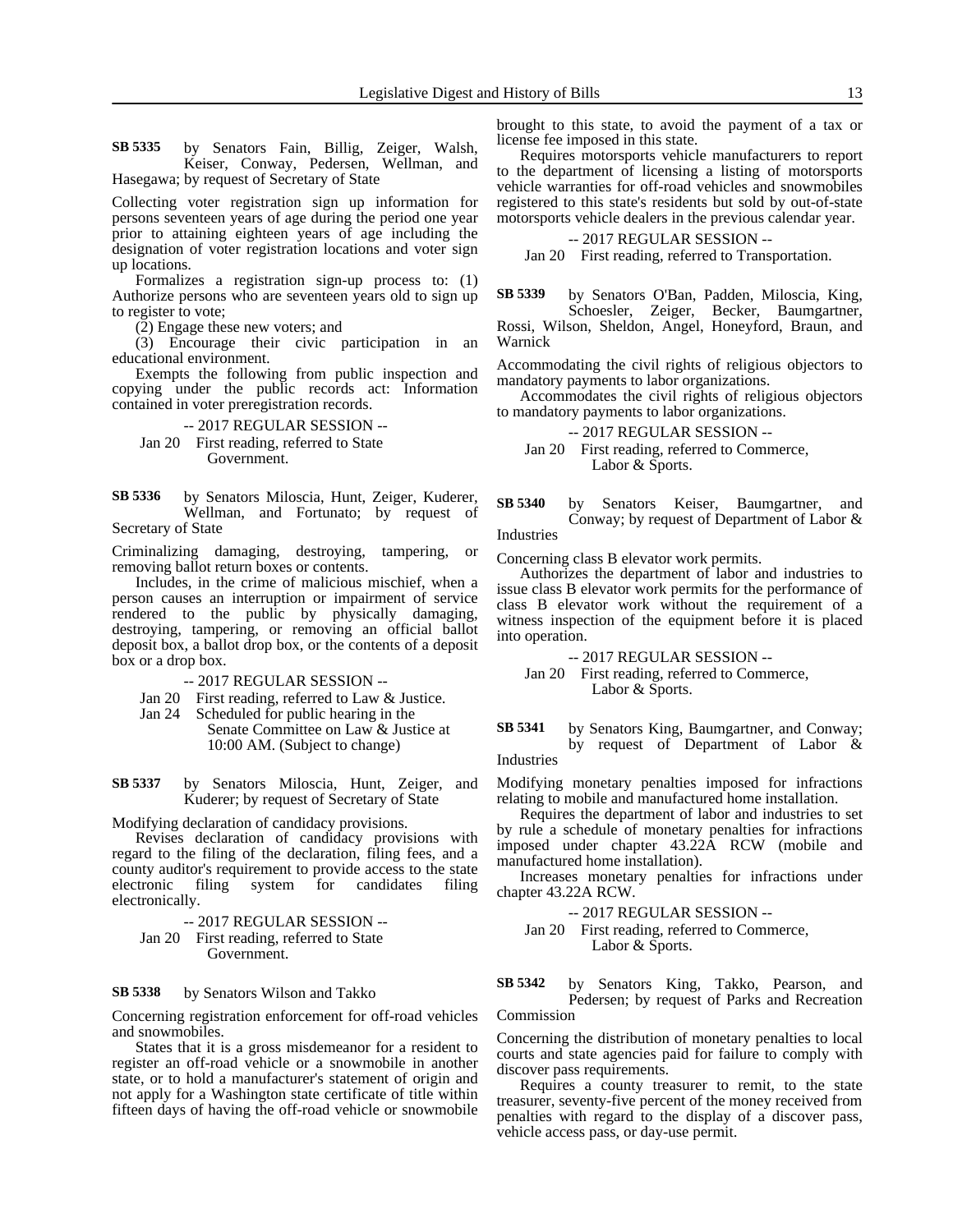**SB 5335** by Senators Fain, Billig, Zeiger, Walsh, Keiser, Conway, Pedersen, Wellman, and Hasegawa; by request of Secretary of State

Collecting voter registration sign up information for persons seventeen years of age during the period one year prior to attaining eighteen years of age including the designation of voter registration locations and voter sign up locations.

Formalizes a registration sign-up process to: (1) Authorize persons who are seventeen years old to sign up to register to vote;

(2) Engage these new voters; and

(3) Encourage their civic participation in an educational environment.

Exempts the following from public inspection and copying under the public records act: Information contained in voter preregistration records.

-- 2017 REGULAR SESSION --

Jan 20 First reading, referred to State Government.

**SB 5336** by Senators Miloscia, Hunt, Zeiger, Kuderer, Wellman, and Fortunato; by request of Secretary of State

Criminalizing damaging, destroying, tampering, or removing ballot return boxes or contents.

Includes, in the crime of malicious mischief, when a person causes an interruption or impairment of service rendered to the public by physically damaging, destroying, tampering, or removing an official ballot deposit box, a ballot drop box, or the contents of a deposit box or a drop box.

-- 2017 REGULAR SESSION --

Jan 20 First reading, referred to Law & Justice.

Jan 24 Scheduled for public hearing in the Senate Committee on Law & Justice at 10:00 AM. (Subject to change)

**SB 5337** by Senators Miloscia, Hunt, Zeiger, and Kuderer; by request of Secretary of State

Modifying declaration of candidacy provisions.

Revises declaration of candidacy provisions with regard to the filing of the declaration, filing fees, and a county auditor's requirement to provide access to the state electronic filing system for candidates filing electronically.

-- 2017 REGULAR SESSION --

Jan 20 First reading, referred to State Government.

**SB 5338** by Senators Wilson and Takko

Concerning registration enforcement for off-road vehicles and snowmobiles.

States that it is a gross misdemeanor for a resident to register an off-road vehicle or a snowmobile in another state, or to hold a manufacturer's statement of origin and not apply for a Washington state certificate of title within fifteen days of having the off-road vehicle or snowmobile brought to this state, to avoid the payment of a tax or license fee imposed in this state.

Requires motorsports vehicle manufacturers to report to the department of licensing a listing of motorsports vehicle warranties for off-road vehicles and snowmobiles registered to this state's residents but sold by out-of-state motorsports vehicle dealers in the previous calendar year.

-- 2017 REGULAR SESSION --

Jan 20 First reading, referred to Transportation.

**SB 5339** by Senators O'Ban, Padden, Miloscia, King, Schoesler, Zeiger, Becker, Baumgartner, Rossi, Wilson, Sheldon, Angel, Honeyford, Braun, and Warnick

Accommodating the civil rights of religious objectors to mandatory payments to labor organizations.

Accommodates the civil rights of religious objectors to mandatory payments to labor organizations.

-- 2017 REGULAR SESSION --

Jan 20 First reading, referred to Commerce, Labor & Sports.

**SB 5340** by Senators Keiser, Baumgartner, and Conway; by request of Department of Labor & Industries

Concerning class B elevator work permits.

Authorizes the department of labor and industries to issue class B elevator work permits for the performance of class B elevator work without the requirement of a witness inspection of the equipment before it is placed into operation.

-- 2017 REGULAR SESSION --

Jan 20 First reading, referred to Commerce, Labor & Sports.

**SB 5341** by Senators King, Baumgartner, and Conway; by request of Department of Labor & Industries

Modifying monetary penalties imposed for infractions relating to mobile and manufactured home installation.

Requires the department of labor and industries to set by rule a schedule of monetary penalties for infractions imposed under chapter 43.22A RCW (mobile and manufactured home installation).

Increases monetary penalties for infractions under chapter 43.22A RCW.

-- 2017 REGULAR SESSION --

Jan 20 First reading, referred to Commerce, Labor & Sports.

**SB 5342** by Senators King, Takko, Pearson, and Pedersen; by request of Parks and Recreation Commission

Concerning the distribution of monetary penalties to local courts and state agencies paid for failure to comply with discover pass requirements.

Requires a county treasurer to remit, to the state treasurer, seventy-five percent of the money received from penalties with regard to the display of a discover pass, vehicle access pass, or day-use permit.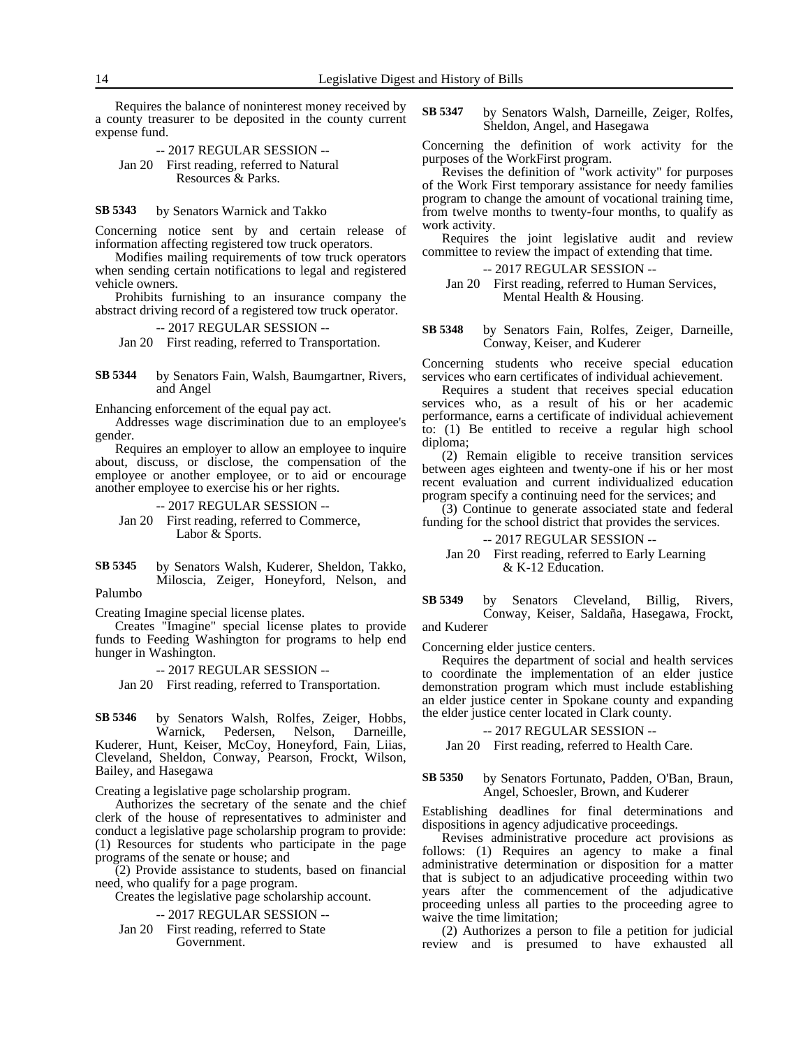Requires the balance of noninterest money received by a county treasurer to be deposited in the county current expense fund.

-- 2017 REGULAR SESSION --

Jan 20 First reading, referred to Natural Resources & Parks.

**SB 5343** by Senators Warnick and Takko

Concerning notice sent by and certain release of information affecting registered tow truck operators.

Modifies mailing requirements of tow truck operators when sending certain notifications to legal and registered vehicle owners.

Prohibits furnishing to an insurance company the abstract driving record of a registered tow truck operator.

-- 2017 REGULAR SESSION --

Jan 20 First reading, referred to Transportation.

**SB 5344** by Senators Fain, Walsh, Baumgartner, Rivers, and Angel

Enhancing enforcement of the equal pay act.

Addresses wage discrimination due to an employee's gender.

Requires an employer to allow an employee to inquire about, discuss, or disclose, the compensation of the employee or another employee, or to aid or encourage another employee to exercise his or her rights.

-- 2017 REGULAR SESSION --

Jan 20 First reading, referred to Commerce, Labor & Sports.

**SB 5345** by Senators Walsh, Kuderer, Sheldon, Takko, Miloscia, Zeiger, Honeyford, Nelson, and Palumbo

Creating Imagine special license plates.

Creates "Imagine" special license plates to provide funds to Feeding Washington for programs to help end hunger in Washington.

-- 2017 REGULAR SESSION --

Jan 20 First reading, referred to Transportation.

**SB 5346** by Senators Walsh, Rolfes, Zeiger, Hobbs, Warnick, Pedersen, Nelson, Darneille, Kuderer, Hunt, Keiser, McCoy, Honeyford, Fain, Liias, Cleveland, Sheldon, Conway, Pearson, Frockt, Wilson, Bailey, and Hasegawa

Creating a legislative page scholarship program.

Authorizes the secretary of the senate and the chief clerk of the house of representatives to administer and conduct a legislative page scholarship program to provide: (1) Resources for students who participate in the page programs of the senate or house; and

(2) Provide assistance to students, based on financial need, who qualify for a page program.

Creates the legislative page scholarship account.

-- 2017 REGULAR SESSION --

Jan 20 First reading, referred to State Government.

**SB 5347** by Senators Walsh, Darneille, Zeiger, Rolfes, Sheldon, Angel, and Hasegawa

Concerning the definition of work activity for the purposes of the WorkFirst program.

Revises the definition of "work activity" for purposes of the Work First temporary assistance for needy families program to change the amount of vocational training time, from twelve months to twenty-four months, to qualify as work activity.

Requires the joint legislative audit and review committee to review the impact of extending that time.

-- 2017 REGULAR SESSION --

Jan 20 First reading, referred to Human Services, Mental Health & Housing.

**SB 5348** by Senators Fain, Rolfes, Zeiger, Darneille, Conway, Keiser, and Kuderer

Concerning students who receive special education services who earn certificates of individual achievement.

Requires a student that receives special education services who, as a result of his or her academic performance, earns a certificate of individual achievement to: (1) Be entitled to receive a regular high school diploma;

(2) Remain eligible to receive transition services between ages eighteen and twenty-one if his or her most recent evaluation and current individualized education program specify a continuing need for the services; and

(3) Continue to generate associated state and federal funding for the school district that provides the services.

-- 2017 REGULAR SESSION --

Jan 20 First reading, referred to Early Learning & K-12 Education.

**SB 5349** by Senators Cleveland, Billig, Rivers, Conway, Keiser, Saldaña, Hasegawa, Frockt, and Kuderer

Concerning elder justice centers.

Requires the department of social and health services to coordinate the implementation of an elder justice demonstration program which must include establishing an elder justice center in Spokane county and expanding the elder justice center located in Clark county.

-- 2017 REGULAR SESSION --

Jan 20 First reading, referred to Health Care.

**SB 5350** by Senators Fortunato, Padden, O'Ban, Braun, Angel, Schoesler, Brown, and Kuderer

Establishing deadlines for final determinations and dispositions in agency adjudicative proceedings.

Revises administrative procedure act provisions as follows: (1) Requires an agency to make a final administrative determination or disposition for a matter that is subject to an adjudicative proceeding within two years after the commencement of the adjudicative proceeding unless all parties to the proceeding agree to waive the time limitation;

(2) Authorizes a person to file a petition for judicial review and is presumed to have exhausted all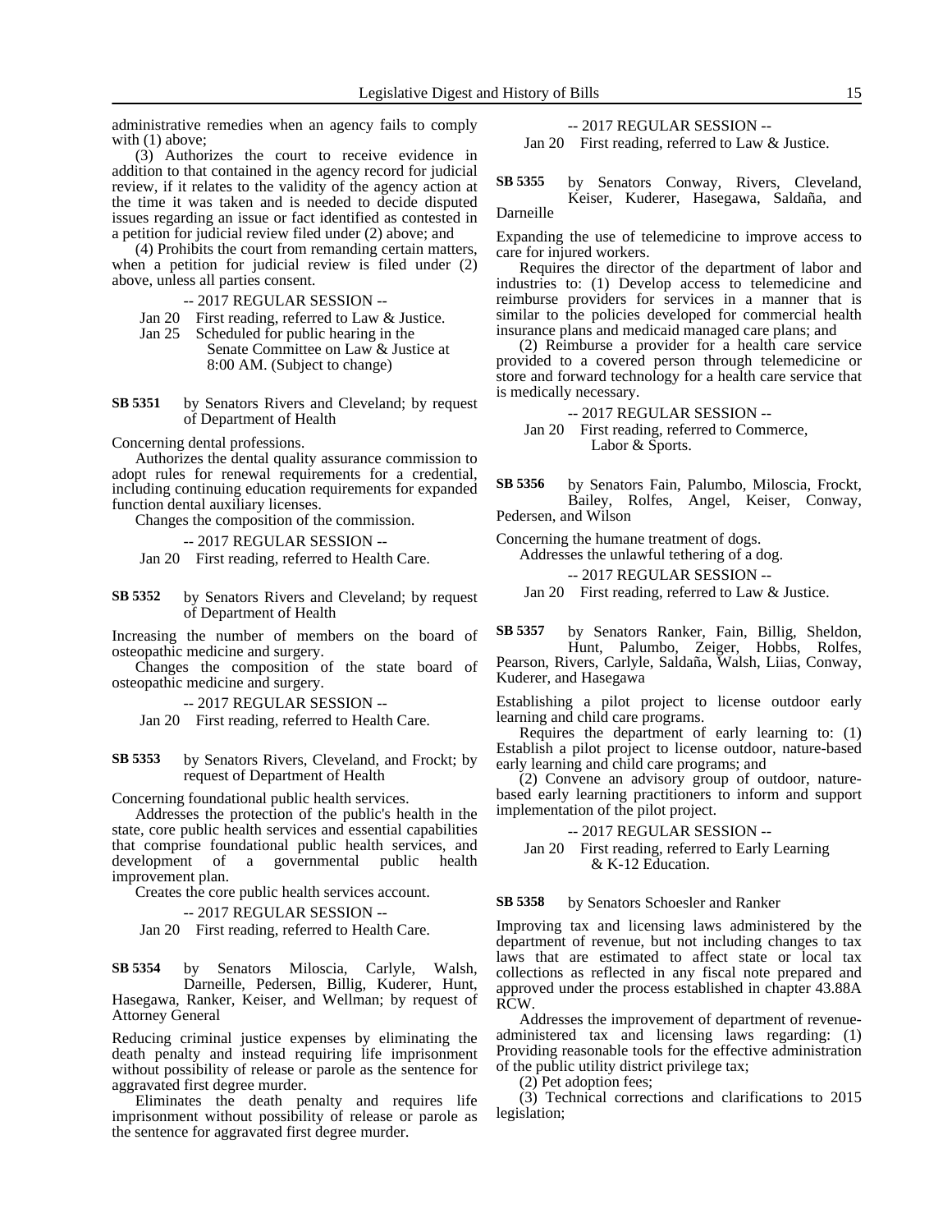administrative remedies when an agency fails to comply with (1) above;

(3) Authorizes the court to receive evidence in addition to that contained in the agency record for judicial review, if it relates to the validity of the agency action at the time it was taken and is needed to decide disputed issues regarding an issue or fact identified as contested in a petition for judicial review filed under (2) above; and

(4) Prohibits the court from remanding certain matters, when a petition for judicial review is filed under (2) above, unless all parties consent.

-- 2017 REGULAR SESSION --

Jan 20 First reading, referred to Law & Justice.

Jan 25 Scheduled for public hearing in the Senate Committee on Law & Justice at 8:00 AM. (Subject to change)

**SB 5351** by Senators Rivers and Cleveland; by request of Department of Health

Concerning dental professions.

Authorizes the dental quality assurance commission to adopt rules for renewal requirements for a credential, including continuing education requirements for expanded function dental auxiliary licenses.

Changes the composition of the commission.

-- 2017 REGULAR SESSION --

Jan 20 First reading, referred to Health Care.

**SB 5352** by Senators Rivers and Cleveland; by request of Department of Health

Increasing the number of members on the board of osteopathic medicine and surgery.

Changes the composition of the state board of osteopathic medicine and surgery.

-- 2017 REGULAR SESSION --

Jan 20 First reading, referred to Health Care.

**SB 5353** by Senators Rivers, Cleveland, and Frockt; by request of Department of Health

Concerning foundational public health services.

Addresses the protection of the public's health in the state, core public health services and essential capabilities that comprise foundational public health services, and development of a governmental public health improvement plan.

Creates the core public health services account.

-- 2017 REGULAR SESSION --

Jan 20 First reading, referred to Health Care.

**SB 5354** by Senators Miloscia, Carlyle, Walsh, Darneille, Pedersen, Billig, Kuderer, Hunt, Hasegawa, Ranker, Keiser, and Wellman; by request of Attorney General

Reducing criminal justice expenses by eliminating the death penalty and instead requiring life imprisonment without possibility of release or parole as the sentence for aggravated first degree murder.

Eliminates the death penalty and requires life imprisonment without possibility of release or parole as the sentence for aggravated first degree murder.

-- 2017 REGULAR SESSION --

Jan 20 First reading, referred to Law & Justice.

**SB 5355** by Senators Conway, Rivers, Cleveland, Keiser, Kuderer, Hasegawa, Saldaña, and Darneille

Expanding the use of telemedicine to improve access to care for injured workers.

Requires the director of the department of labor and industries to: (1) Develop access to telemedicine and reimburse providers for services in a manner that is similar to the policies developed for commercial health insurance plans and medicaid managed care plans; and

(2) Reimburse a provider for a health care service provided to a covered person through telemedicine or store and forward technology for a health care service that is medically necessary.

-- 2017 REGULAR SESSION --

Jan 20 First reading, referred to Commerce, Labor & Sports.

**SB 5356** by Senators Fain, Palumbo, Miloscia, Frockt, Bailey, Rolfes, Angel, Keiser, Conway, Pedersen, and Wilson

Concerning the humane treatment of dogs.

Addresses the unlawful tethering of a dog.

-- 2017 REGULAR SESSION --

Jan 20 First reading, referred to Law & Justice.

**SB 5357** by Senators Ranker, Fain, Billig, Sheldon, Hunt, Palumbo, Zeiger, Hobbs, Rolfes, Pearson, Rivers, Carlyle, Saldaña, Walsh, Liias, Conway, Kuderer, and Hasegawa

Establishing a pilot project to license outdoor early learning and child care programs.

Requires the department of early learning to: (1) Establish a pilot project to license outdoor, nature-based early learning and child care programs; and

(2) Convene an advisory group of outdoor, nature-based early learning practitioners to inform and support implementation of the pilot project.

-- 2017 REGULAR SESSION --

Jan 20 First reading, referred to Early Learning & K-12 Education.

**SB 5358** by Senators Schoesler and Ranker

Improving tax and licensing laws administered by the department of revenue, but not including changes to tax laws that are estimated to affect state or local tax collections as reflected in any fiscal note prepared and approved under the process established in chapter 43.88A RCW.

Addresses the improvement of department of revenue-administered tax and licensing laws regarding: (1) Providing reasonable tools for the effective administration of the public utility district privilege tax;

(2) Pet adoption fees;

(3) Technical corrections and clarifications to 2015 legislation;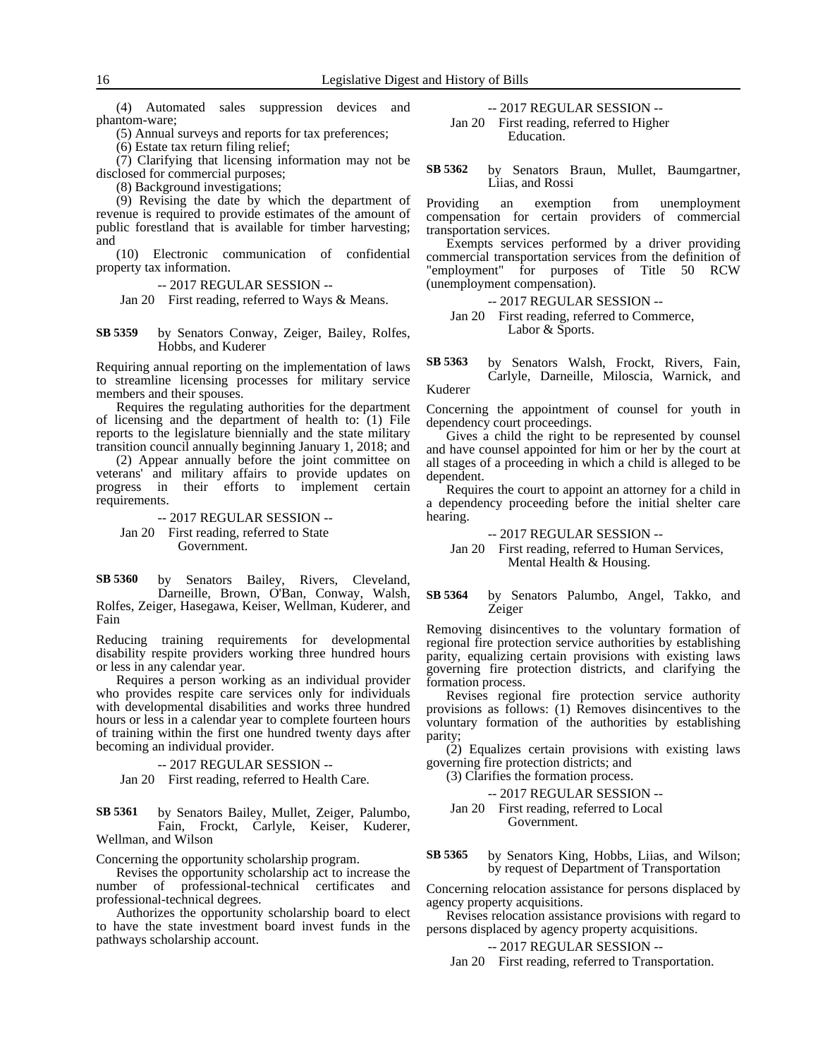(4) Automated sales suppression devices and phantom-ware;

(5) Annual surveys and reports for tax preferences;

(6) Estate tax return filing relief;

(7) Clarifying that licensing information may not be disclosed for commercial purposes;

(8) Background investigations;

(9) Revising the date by which the department of revenue is required to provide estimates of the amount of public forestland that is available for timber harvesting; and

(10) Electronic communication of confidential property tax information.

-- 2017 REGULAR SESSION --

Jan 20 First reading, referred to Ways & Means.

**SB 5359** by Senators Conway, Zeiger, Bailey, Rolfes, Hobbs, and Kuderer

Requiring annual reporting on the implementation of laws to streamline licensing processes for military service members and their spouses.

Requires the regulating authorities for the department of licensing and the department of health to: (1) File reports to the legislature biennially and the state military transition council annually beginning January 1, 2018; and

(2) Appear annually before the joint committee on veterans' and military affairs to provide updates on progress in their efforts to implement certain requirements.

-- 2017 REGULAR SESSION --

Jan 20 First reading, referred to State Government.

**SB 5360** by Senators Bailey, Rivers, Cleveland, Darneille, Brown, O'Ban, Conway, Walsh, Rolfes, Zeiger, Hasegawa, Keiser, Wellman, Kuderer, and Fain

Reducing training requirements for developmental disability respite providers working three hundred hours or less in any calendar year.

Requires a person working as an individual provider who provides respite care services only for individuals with developmental disabilities and works three hundred hours or less in a calendar year to complete fourteen hours of training within the first one hundred twenty days after becoming an individual provider.

-- 2017 REGULAR SESSION --

Jan 20 First reading, referred to Health Care.

**SB 5361** by Senators Bailey, Mullet, Zeiger, Palumbo, Fain, Frockt, Carlyle, Keiser, Kuderer, Wellman, and Wilson

Concerning the opportunity scholarship program.

Revises the opportunity scholarship act to increase the number of professional-technical certificates and professional-technical degrees.

Authorizes the opportunity scholarship board to elect to have the state investment board invest funds in the pathways scholarship account.

-- 2017 REGULAR SESSION --

Jan 20 First reading, referred to Higher Education.

**SB 5362** by Senators Braun, Mullet, Baumgartner, Liias, and Rossi

Providing an exemption from unemployment compensation for certain providers of commercial transportation services.

Exempts services performed by a driver providing commercial transportation services from the definition of "employment" for purposes of Title 50 RCW (unemployment compensation).

-- 2017 REGULAR SESSION --

Jan 20 First reading, referred to Commerce, Labor & Sports.

**SB 5363** by Senators Walsh, Frockt, Rivers, Fain, Carlyle, Darneille, Miloscia, Warnick, and Kuderer

Concerning the appointment of counsel for youth in dependency court proceedings.

Gives a child the right to be represented by counsel and have counsel appointed for him or her by the court at all stages of a proceeding in which a child is alleged to be dependent.

Requires the court to appoint an attorney for a child in a dependency proceeding before the initial shelter care hearing.

-- 2017 REGULAR SESSION --

Jan 20 First reading, referred to Human Services, Mental Health & Housing.

**SB 5364** by Senators Palumbo, Angel, Takko, and Zeiger

Removing disincentives to the voluntary formation of regional fire protection service authorities by establishing parity, equalizing certain provisions with existing laws governing fire protection districts, and clarifying the formation process.

Revises regional fire protection service authority provisions as follows: (1) Removes disincentives to the voluntary formation of the authorities by establishing parity;

(2) Equalizes certain provisions with existing laws governing fire protection districts; and

(3) Clarifies the formation process.

-- 2017 REGULAR SESSION --

Jan 20 First reading, referred to Local Government.

**SB 5365** by Senators King, Hobbs, Liias, and Wilson; by request of Department of Transportation

Concerning relocation assistance for persons displaced by agency property acquisitions.

Revises relocation assistance provisions with regard to persons displaced by agency property acquisitions.

-- 2017 REGULAR SESSION --

Jan 20 First reading, referred to Transportation.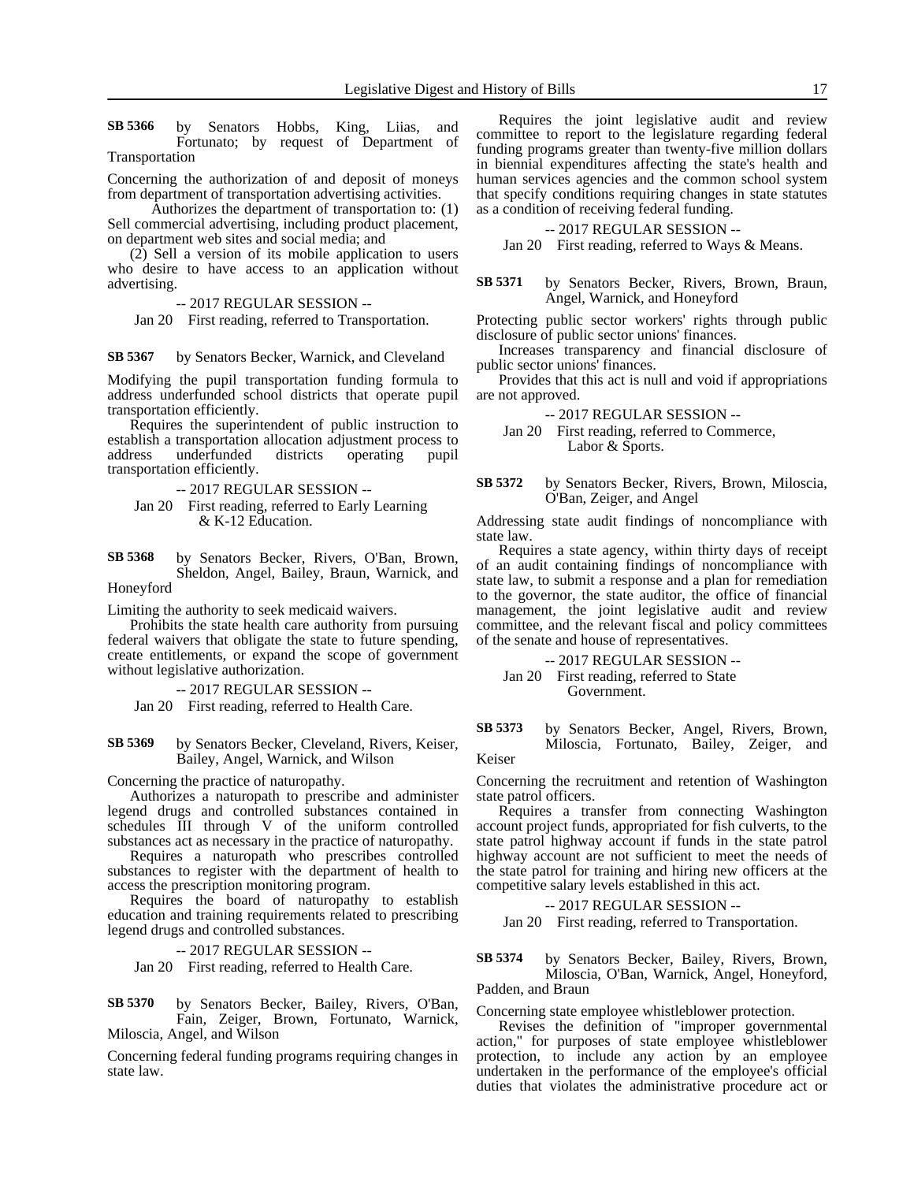**SB 5366** by Senators Hobbs, King, Liias, and Fortunato; by request of Department of Transportation

Concerning the authorization of and deposit of moneys from department of transportation advertising activities.

Authorizes the department of transportation to: (1) Sell commercial advertising, including product placement, on department web sites and social media; and

(2) Sell a version of its mobile application to users who desire to have access to an application without advertising.

-- 2017 REGULAR SESSION --

Jan 20 First reading, referred to Transportation.

**SB 5367** by Senators Becker, Warnick, and Cleveland

Modifying the pupil transportation funding formula to address underfunded school districts that operate pupil transportation efficiently.

Requires the superintendent of public instruction to establish a transportation allocation adjustment process to address underfunded districts operating pupil transportation efficiently.

-- 2017 REGULAR SESSION --

Jan 20 First reading, referred to Early Learning & K-12 Education.

**SB 5368** by Senators Becker, Rivers, O'Ban, Brown, Sheldon, Angel, Bailey, Braun, Warnick, and Honeyford

Limiting the authority to seek medicaid waivers.

Prohibits the state health care authority from pursuing federal waivers that obligate the state to future spending, create entitlements, or expand the scope of government without legislative authorization.

-- 2017 REGULAR SESSION --

Jan 20 First reading, referred to Health Care.

**SB 5369** by Senators Becker, Cleveland, Rivers, Keiser, Bailey, Angel, Warnick, and Wilson

Concerning the practice of naturopathy.

Authorizes a naturopath to prescribe and administer legend drugs and controlled substances contained in schedules III through V of the uniform controlled substances act as necessary in the practice of naturopathy.

Requires a naturopath who prescribes controlled substances to register with the department of health to access the prescription monitoring program.

Requires the board of naturopathy to establish education and training requirements related to prescribing legend drugs and controlled substances.

-- 2017 REGULAR SESSION --

Jan 20 First reading, referred to Health Care.

**SB 5370** by Senators Becker, Bailey, Rivers, O'Ban, Fain, Zeiger, Brown, Fortunato, Warnick, Miloscia, Angel, and Wilson

Concerning federal funding programs requiring changes in state law.

Requires the joint legislative audit and review committee to report to the legislature regarding federal funding programs greater than twenty-five million dollars in biennial expenditures affecting the state's health and human services agencies and the common school system that specify conditions requiring changes in state statutes as a condition of receiving federal funding.

-- 2017 REGULAR SESSION --

Jan 20 First reading, referred to Ways & Means.

**SB 5371** by Senators Becker, Rivers, Brown, Braun, Angel, Warnick, and Honeyford

Protecting public sector workers' rights through public disclosure of public sector unions' finances.

Increases transparency and financial disclosure of public sector unions' finances.

Provides that this act is null and void if appropriations are not approved.

-- 2017 REGULAR SESSION --

Jan 20 First reading, referred to Commerce, Labor & Sports.

**SB 5372** by Senators Becker, Rivers, Brown, Miloscia, O'Ban, Zeiger, and Angel

Addressing state audit findings of noncompliance with state law.

Requires a state agency, within thirty days of receipt of an audit containing findings of noncompliance with state law, to submit a response and a plan for remediation to the governor, the state auditor, the office of financial management, the joint legislative audit and review committee, and the relevant fiscal and policy committees of the senate and house of representatives.

-- 2017 REGULAR SESSION --

Jan 20 First reading, referred to State Government.

**SB 5373** by Senators Becker, Angel, Rivers, Brown, Miloscia, Fortunato, Bailey, Zeiger, and Keiser

Concerning the recruitment and retention of Washington state patrol officers.

Requires a transfer from connecting Washington account project funds, appropriated for fish culverts, to the state patrol highway account if funds in the state patrol highway account are not sufficient to meet the needs of the state patrol for training and hiring new officers at the competitive salary levels established in this act.

-- 2017 REGULAR SESSION --

Jan 20 First reading, referred to Transportation.

**SB 5374** by Senators Becker, Bailey, Rivers, Brown, Miloscia, O'Ban, Warnick, Angel, Honeyford, Padden, and Braun

Concerning state employee whistleblower protection.

Revises the definition of "improper governmental action," for purposes of state employee whistleblower protection, to include any action by an employee undertaken in the performance of the employee's official duties that violates the administrative procedure act or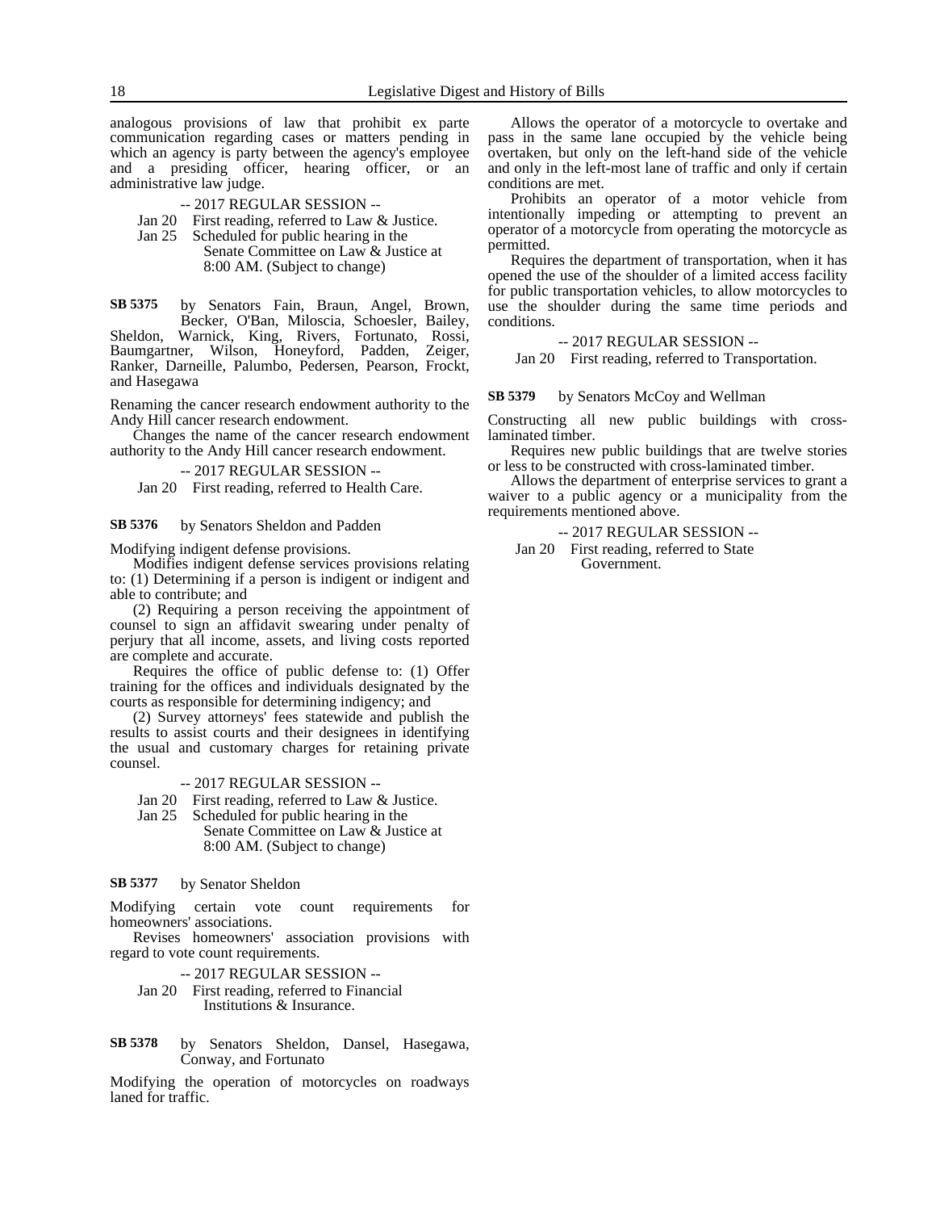analogous provisions of law that prohibit ex parte communication regarding cases or matters pending in which an agency is party between the agency's employee and a presiding officer, hearing officer, or an administrative law judge.

-- 2017 REGULAR SESSION --

Jan 20 First reading, referred to Law & Justice.
Jan 25 Scheduled for public hearing in the Senate Committee on Law & Justice at 8:00 AM. (Subject to change)

**SB 5375** by Senators Fain, Braun, Angel, Brown, Becker, O'Ban, Miloscia, Schoesler, Bailey, Sheldon, Warnick, King, Rivers, Fortunato, Rossi, Baumgartner, Wilson, Honeyford, Padden, Zeiger, Ranker, Darneille, Palumbo, Pedersen, Pearson, Frockt, and Hasegawa

Renaming the cancer research endowment authority to the Andy Hill cancer research endowment.

Changes the name of the cancer research endowment authority to the Andy Hill cancer research endowment.

-- 2017 REGULAR SESSION --

Jan 20 First reading, referred to Health Care.

**SB 5376** by Senators Sheldon and Padden

Modifying indigent defense provisions.

Modifies indigent defense services provisions relating to: (1) Determining if a person is indigent or indigent and able to contribute; and

(2) Requiring a person receiving the appointment of counsel to sign an affidavit swearing under penalty of perjury that all income, assets, and living costs reported are complete and accurate.

Requires the office of public defense to: (1) Offer training for the offices and individuals designated by the courts as responsible for determining indigency; and

(2) Survey attorneys' fees statewide and publish the results to assist courts and their designees in identifying the usual and customary charges for retaining private counsel.

-- 2017 REGULAR SESSION --

Jan 20 First reading, referred to Law & Justice.
Jan 25 Scheduled for public hearing in the Senate Committee on Law & Justice at 8:00 AM. (Subject to change)

**SB 5377** by Senator Sheldon

Modifying certain vote count requirements for homeowners' associations.

Revises homeowners' association provisions with regard to vote count requirements.

-- 2017 REGULAR SESSION --

Jan 20 First reading, referred to Financial Institutions & Insurance.

**SB 5378** by Senators Sheldon, Dansel, Hasegawa, Conway, and Fortunato

Modifying the operation of motorcycles on roadways laned for traffic.

Allows the operator of a motorcycle to overtake and pass in the same lane occupied by the vehicle being overtaken, but only on the left-hand side of the vehicle and only in the left-most lane of traffic and only if certain conditions are met.

Prohibits an operator of a motor vehicle from intentionally impeding or attempting to prevent an operator of a motorcycle from operating the motorcycle as permitted.

Requires the department of transportation, when it has opened the use of the shoulder of a limited access facility for public transportation vehicles, to allow motorcycles to use the shoulder during the same time periods and conditions.

-- 2017 REGULAR SESSION --

Jan 20 First reading, referred to Transportation.

**SB 5379** by Senators McCoy and Wellman

Constructing all new public buildings with cross-laminated timber.

Requires new public buildings that are twelve stories or less to be constructed with cross-laminated timber.

Allows the department of enterprise services to grant a waiver to a public agency or a municipality from the requirements mentioned above.

-- 2017 REGULAR SESSION --

Jan 20 First reading, referred to State Government.